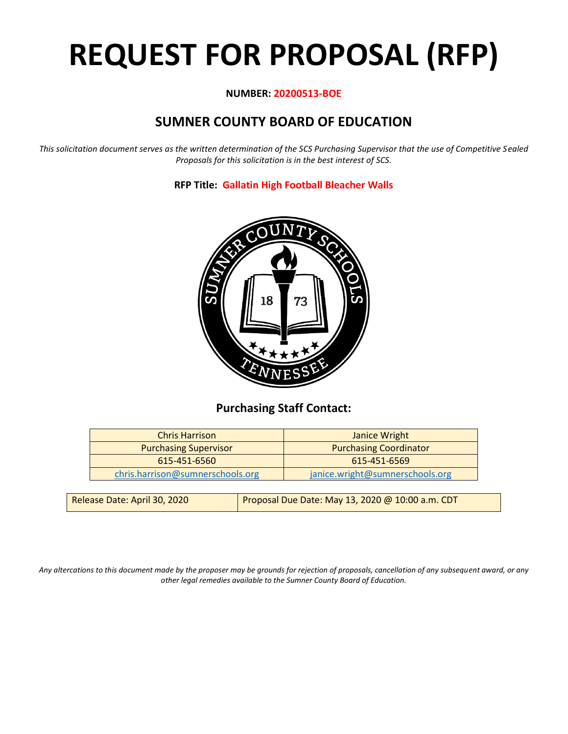# REQUEST FOR PROPOSAL (RFP)

**NUMBER: 20200513-BOE**

## SUMNER COUNTY BOARD OF EDUCATION

*This solicitation document serves as the written determination of the SCS Purchasing Supervisor that the use of Competitive Sealed Proposals for this solicitation is in the best interest of SCS.*

**RFP Title: Gallatin High Football Bleacher Walls**

### Purchasing Staff Contact:

| Chris Harrison | Janice Wright |
|---|---|
| Purchasing Supervisor | Purchasing Coordinator |
| 615-451-6560 | 615-451-6569 |
| chris.harrison@sumnerschools.org | janice.wright@sumnerschools.org |

| Release Date: April 30, 2020 | Proposal Due Date: May 13, 2020 @ 10:00 a.m. CDT |
|---|---|

*Any altercations to this document made by the proposer may be grounds for rejection of proposals, cancellation of any subsequent award, or any other legal remedies available to the Sumner County Board of Education.*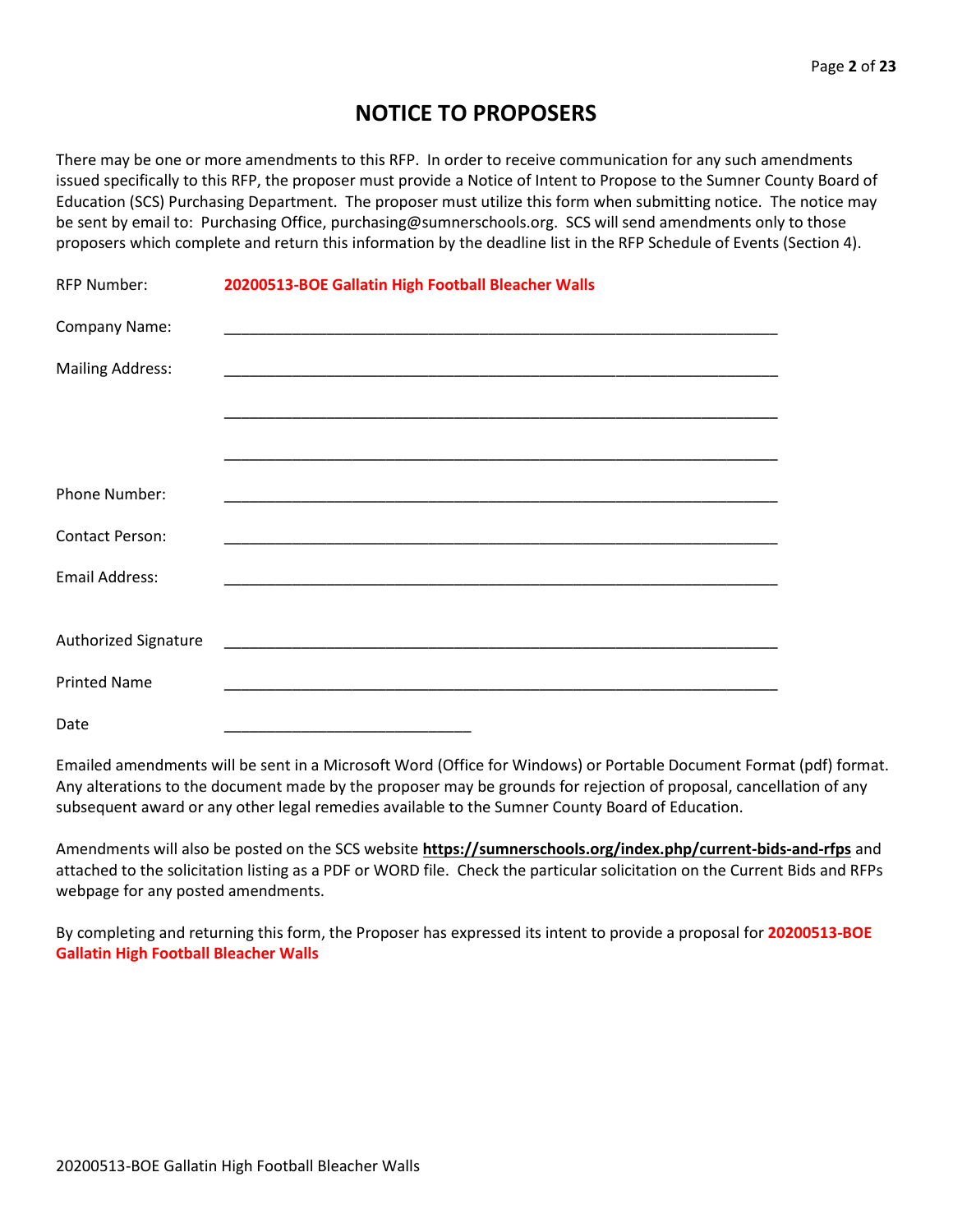# NOTICE TO PROPOSERS

There may be one or more amendments to this RFP. In order to receive communication for any such amendments issued specifically to this RFP, the proposer must provide a Notice of Intent to Propose to the Sumner County Board of Education (SCS) Purchasing Department. The proposer must utilize this form when submitting notice. The notice may be sent by email to: Purchasing Office, purchasing@sumnerschools.org. SCS will send amendments only to those proposers which complete and return this information by the deadline list in the RFP Schedule of Events (Section 4).

RFP Number: **20200513-BOE Gallatin High Football Bleacher Walls**

Company Name: ____________________________________________________________________

Mailing Address: ____________________________________________________________________

____________________________________________________________________

____________________________________________________________________

Phone Number: ____________________________________________________________________

Contact Person: ____________________________________________________________________

Email Address: ____________________________________________________________________

Authorized Signature ____________________________________________________________________

Printed Name ____________________________________________________________________

Date ______________________________

Emailed amendments will be sent in a Microsoft Word (Office for Windows) or Portable Document Format (pdf) format. Any alterations to the document made by the proposer may be grounds for rejection of proposal, cancellation of any subsequent award or any other legal remedies available to the Sumner County Board of Education.

Amendments will also be posted on the SCS website **https://sumnerschools.org/index.php/current-bids-and-rfps** and attached to the solicitation listing as a PDF or WORD file. Check the particular solicitation on the Current Bids and RFPs webpage for any posted amendments.

By completing and returning this form, the Proposer has expressed its intent to provide a proposal for **20200513-BOE Gallatin High Football Bleacher Walls**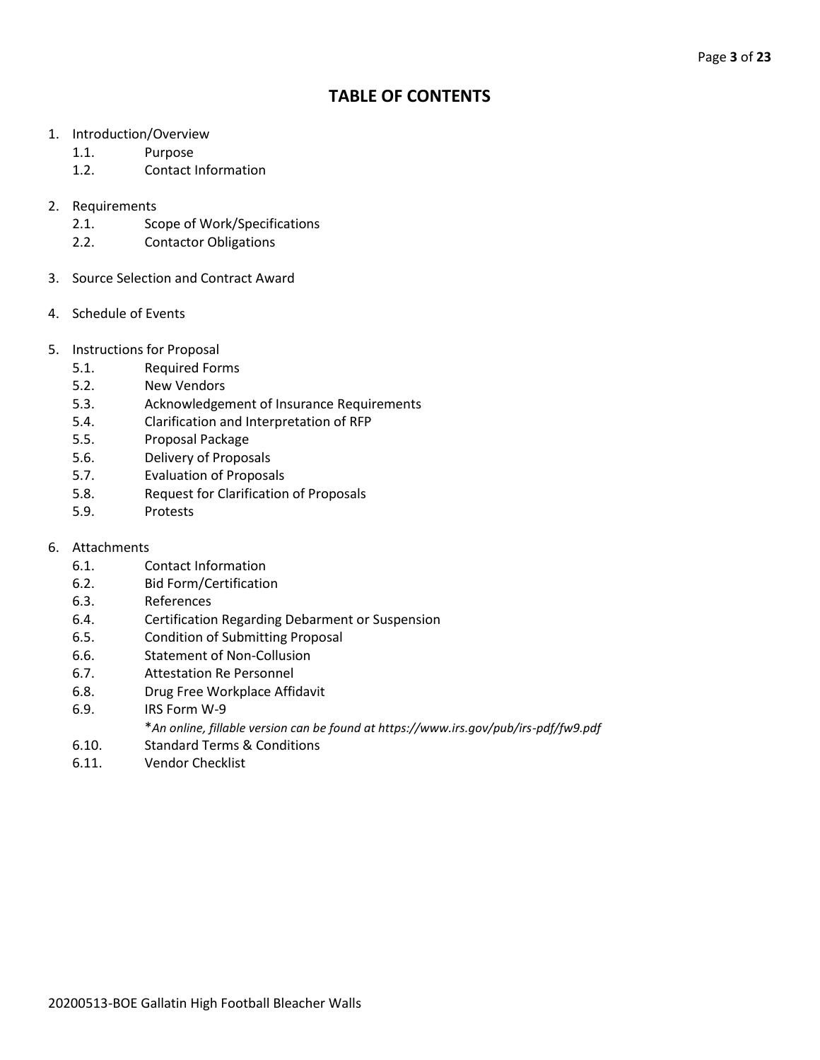# TABLE OF CONTENTS

1. Introduction/Overview
   - 1.1. Purpose
   - 1.2. Contact Information

2. Requirements
   - 2.1. Scope of Work/Specifications
   - 2.2. Contactor Obligations

3. Source Selection and Contract Award

4. Schedule of Events

5. Instructions for Proposal
   - 5.1. Required Forms
   - 5.2. New Vendors
   - 5.3. Acknowledgement of Insurance Requirements
   - 5.4. Clarification and Interpretation of RFP
   - 5.5. Proposal Package
   - 5.6. Delivery of Proposals
   - 5.7. Evaluation of Proposals
   - 5.8. Request for Clarification of Proposals
   - 5.9. Protests

6. Attachments
   - 6.1. Contact Information
   - 6.2. Bid Form/Certification
   - 6.3. References
   - 6.4. Certification Regarding Debarment or Suspension
   - 6.5. Condition of Submitting Proposal
   - 6.6. Statement of Non-Collusion
   - 6.7. Attestation Re Personnel
   - 6.8. Drug Free Workplace Affidavit
   - 6.9. IRS Form W-9
     - **An online, fillable version can be found at https://www.irs.gov/pub/irs-pdf/fw9.pdf*
   - 6.10. Standard Terms & Conditions
   - 6.11. Vendor Checklist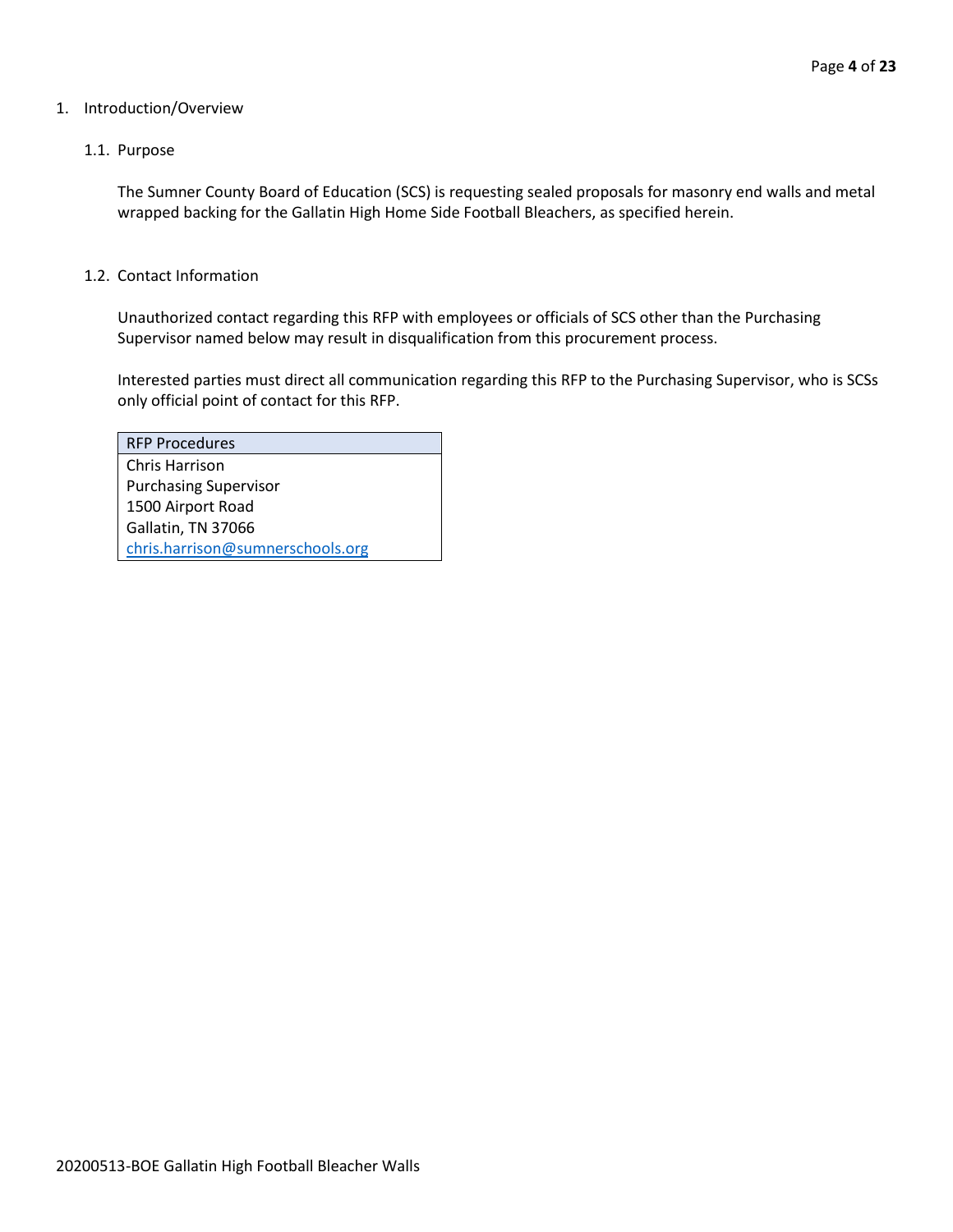# 1. Introduction/Overview

## 1.1. Purpose

The Sumner County Board of Education (SCS) is requesting sealed proposals for masonry end walls and metal wrapped backing for the Gallatin High Home Side Football Bleachers, as specified herein.

## 1.2. Contact Information

Unauthorized contact regarding this RFP with employees or officials of SCS other than the Purchasing Supervisor named below may result in disqualification from this procurement process.

Interested parties must direct all communication regarding this RFP to the Purchasing Supervisor, who is SCSs only official point of contact for this RFP.

| RFP Procedures |
| --- |
| Chris Harrison<br>Purchasing Supervisor<br>1500 Airport Road<br>Gallatin, TN 37066<br>chris.harrison@sumnerschools.org |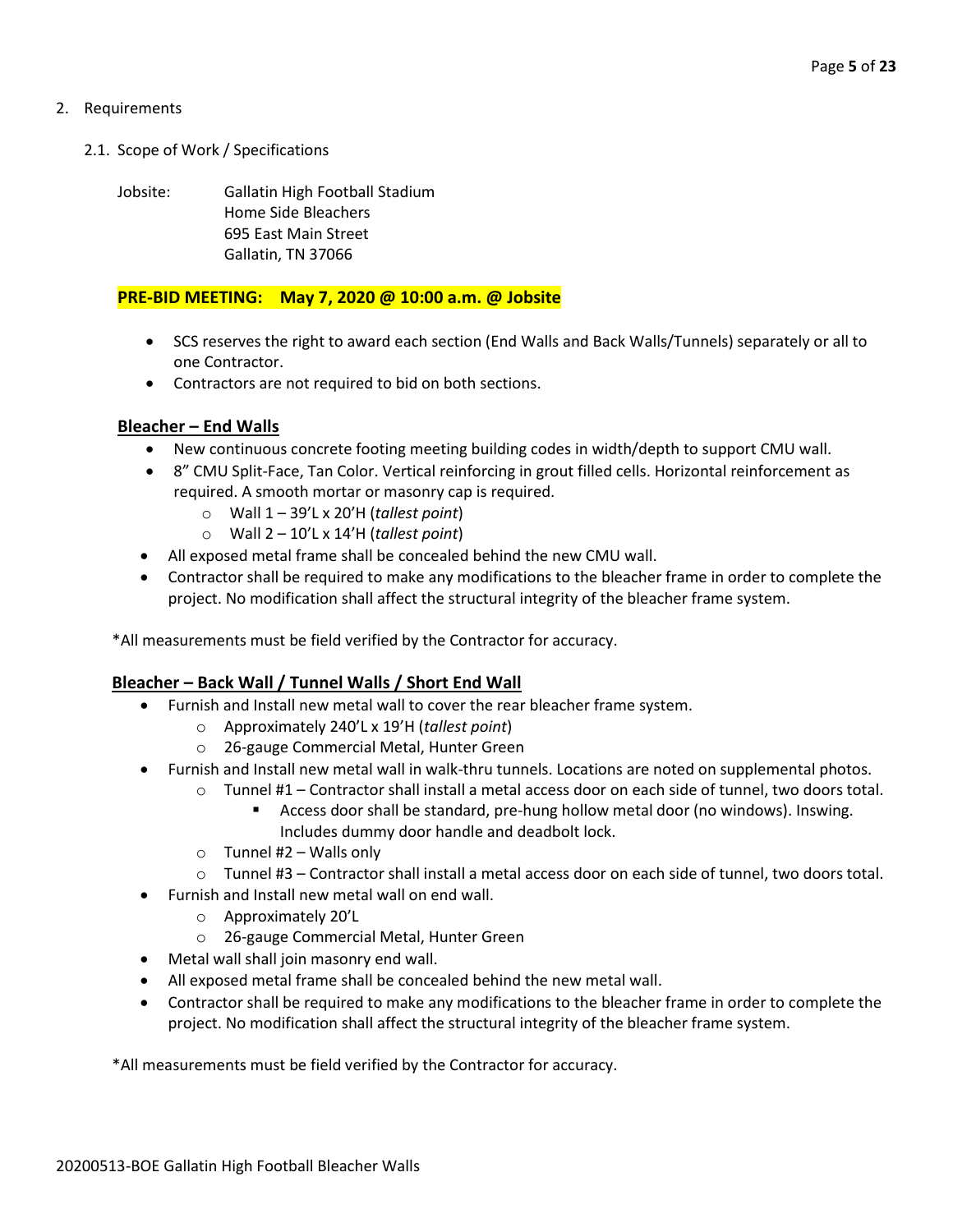2. Requirements

   2.1. Scope of Work / Specifications

Jobsite: Gallatin High Football Stadium
Home Side Bleachers
695 East Main Street
Gallatin, TN 37066

**PRE-BID MEETING: May 7, 2020 @ 10:00 a.m. @ Jobsite**

- SCS reserves the right to award each section (End Walls and Back Walls/Tunnels) separately or all to one Contractor.
- Contractors are not required to bid on both sections.

**Bleacher – End Walls**

- New continuous concrete footing meeting building codes in width/depth to support CMU wall.
- 8" CMU Split-Face, Tan Color. Vertical reinforcing in grout filled cells. Horizontal reinforcement as required. A smooth mortar or masonry cap is required.
  - Wall 1 – 39'L x 20'H (*tallest point*)
  - Wall 2 – 10'L x 14'H (*tallest point*)
- All exposed metal frame shall be concealed behind the new CMU wall.
- Contractor shall be required to make any modifications to the bleacher frame in order to complete the project. No modification shall affect the structural integrity of the bleacher frame system.

*All measurements must be field verified by the Contractor for accuracy.

**Bleacher – Back Wall / Tunnel Walls / Short End Wall**

- Furnish and Install new metal wall to cover the rear bleacher frame system.
  - Approximately 240'L x 19'H (*tallest point*)
  - 26-gauge Commercial Metal, Hunter Green
- Furnish and Install new metal wall in walk-thru tunnels. Locations are noted on supplemental photos.
  - Tunnel #1 – Contractor shall install a metal access door on each side of tunnel, two doors total.
    - Access door shall be standard, pre-hung hollow metal door (no windows). Inswing. Includes dummy door handle and deadbolt lock.
  - Tunnel #2 – Walls only
  - Tunnel #3 – Contractor shall install a metal access door on each side of tunnel, two doors total.
- Furnish and Install new metal wall on end wall.
  - Approximately 20'L
  - 26-gauge Commercial Metal, Hunter Green
- Metal wall shall join masonry end wall.
- All exposed metal frame shall be concealed behind the new metal wall.
- Contractor shall be required to make any modifications to the bleacher frame in order to complete the project. No modification shall affect the structural integrity of the bleacher frame system.

*All measurements must be field verified by the Contractor for accuracy.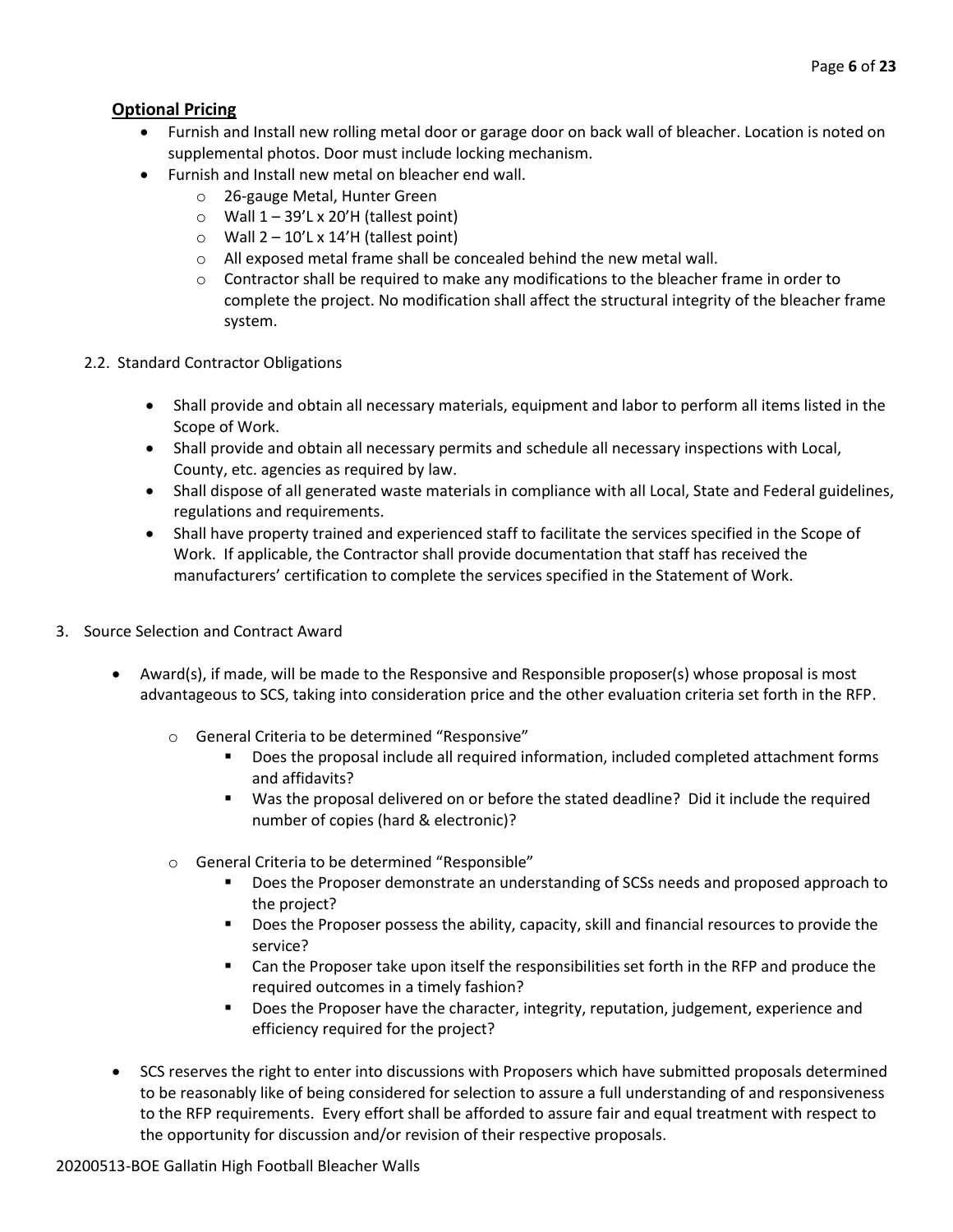## **Optional Pricing**

- Furnish and Install new rolling metal door or garage door on back wall of bleacher. Location is noted on supplemental photos. Door must include locking mechanism.
- Furnish and Install new metal on bleacher end wall.
  - 26-gauge Metal, Hunter Green
  - Wall 1 – 39'L x 20'H (tallest point)
  - Wall 2 – 10'L x 14'H (tallest point)
  - All exposed metal frame shall be concealed behind the new metal wall.
  - Contractor shall be required to make any modifications to the bleacher frame in order to complete the project. No modification shall affect the structural integrity of the bleacher frame system.

2.2. Standard Contractor Obligations

- Shall provide and obtain all necessary materials, equipment and labor to perform all items listed in the Scope of Work.
- Shall provide and obtain all necessary permits and schedule all necessary inspections with Local, County, etc. agencies as required by law.
- Shall dispose of all generated waste materials in compliance with all Local, State and Federal guidelines, regulations and requirements.
- Shall have property trained and experienced staff to facilitate the services specified in the Scope of Work. If applicable, the Contractor shall provide documentation that staff has received the manufacturers' certification to complete the services specified in the Statement of Work.

3. Source Selection and Contract Award

- Award(s), if made, will be made to the Responsive and Responsible proposer(s) whose proposal is most advantageous to SCS, taking into consideration price and the other evaluation criteria set forth in the RFP.
  - General Criteria to be determined "Responsive"
    - Does the proposal include all required information, included completed attachment forms and affidavits?
    - Was the proposal delivered on or before the stated deadline? Did it include the required number of copies (hard & electronic)?
  - General Criteria to be determined "Responsible"
    - Does the Proposer demonstrate an understanding of SCSs needs and proposed approach to the project?
    - Does the Proposer possess the ability, capacity, skill and financial resources to provide the service?
    - Can the Proposer take upon itself the responsibilities set forth in the RFP and produce the required outcomes in a timely fashion?
    - Does the Proposer have the character, integrity, reputation, judgement, experience and efficiency required for the project?
- SCS reserves the right to enter into discussions with Proposers which have submitted proposals determined to be reasonably like of being considered for selection to assure a full understanding of and responsiveness to the RFP requirements. Every effort shall be afforded to assure fair and equal treatment with respect to the opportunity for discussion and/or revision of their respective proposals.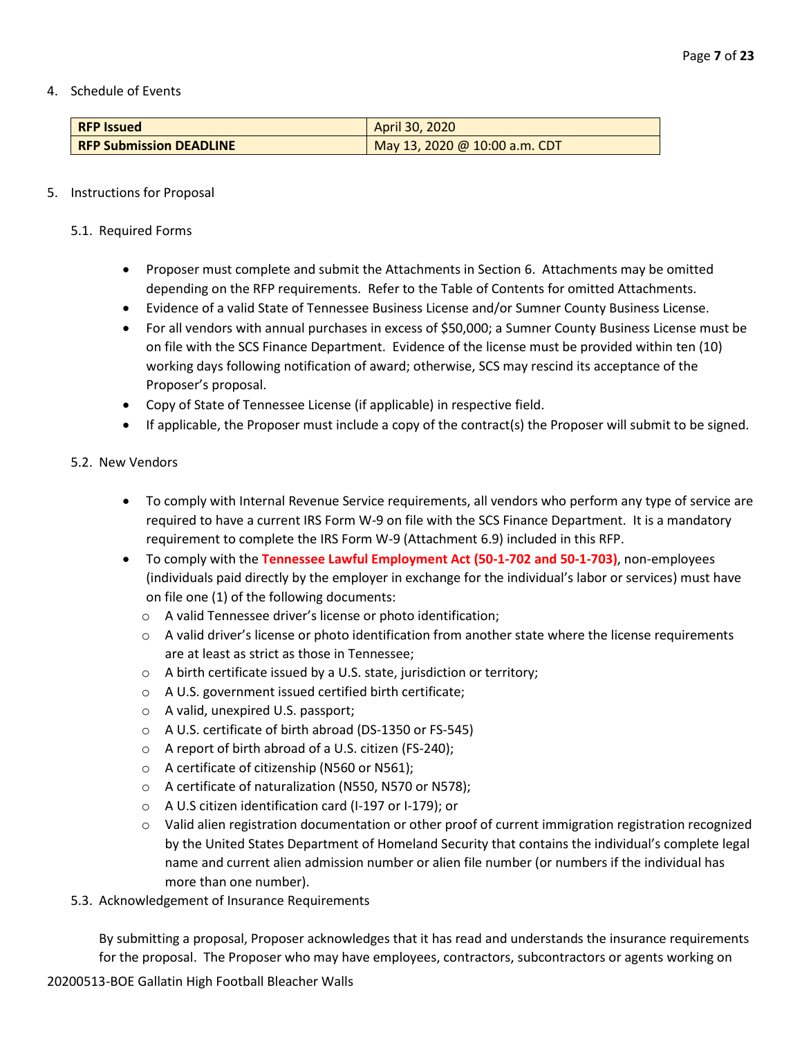4. Schedule of Events

| **RFP Issued** | April 30, 2020 |
|---|---|
| **RFP Submission DEADLINE** | May 13, 2020 @ 10:00 a.m. CDT |

5. Instructions for Proposal

5.1. Required Forms

- Proposer must complete and submit the Attachments in Section 6. Attachments may be omitted depending on the RFP requirements. Refer to the Table of Contents for omitted Attachments.
- Evidence of a valid State of Tennessee Business License and/or Sumner County Business License.
- For all vendors with annual purchases in excess of $50,000; a Sumner County Business License must be on file with the SCS Finance Department. Evidence of the license must be provided within ten (10) working days following notification of award; otherwise, SCS may rescind its acceptance of the Proposer's proposal.
- Copy of State of Tennessee License (if applicable) in respective field.
- If applicable, the Proposer must include a copy of the contract(s) the Proposer will submit to be signed.

5.2. New Vendors

- To comply with Internal Revenue Service requirements, all vendors who perform any type of service are required to have a current IRS Form W-9 on file with the SCS Finance Department. It is a mandatory requirement to complete the IRS Form W-9 (Attachment 6.9) included in this RFP.
- To comply with the **Tennessee Lawful Employment Act (50-1-702 and 50-1-703)**, non-employees (individuals paid directly by the employer in exchange for the individual's labor or services) must have on file one (1) of the following documents:
  - A valid Tennessee driver's license or photo identification;
  - A valid driver's license or photo identification from another state where the license requirements are at least as strict as those in Tennessee;
  - A birth certificate issued by a U.S. state, jurisdiction or territory;
  - A U.S. government issued certified birth certificate;
  - A valid, unexpired U.S. passport;
  - A U.S. certificate of birth abroad (DS-1350 or FS-545)
  - A report of birth abroad of a U.S. citizen (FS-240);
  - A certificate of citizenship (N560 or N561);
  - A certificate of naturalization (N550, N570 or N578);
  - A U.S citizen identification card (I-197 or I-179); or
  - Valid alien registration documentation or other proof of current immigration registration recognized by the United States Department of Homeland Security that contains the individual's complete legal name and current alien admission number or alien file number (or numbers if the individual has more than one number).

5.3. Acknowledgement of Insurance Requirements

By submitting a proposal, Proposer acknowledges that it has read and understands the insurance requirements for the proposal. The Proposer who may have employees, contractors, subcontractors or agents working on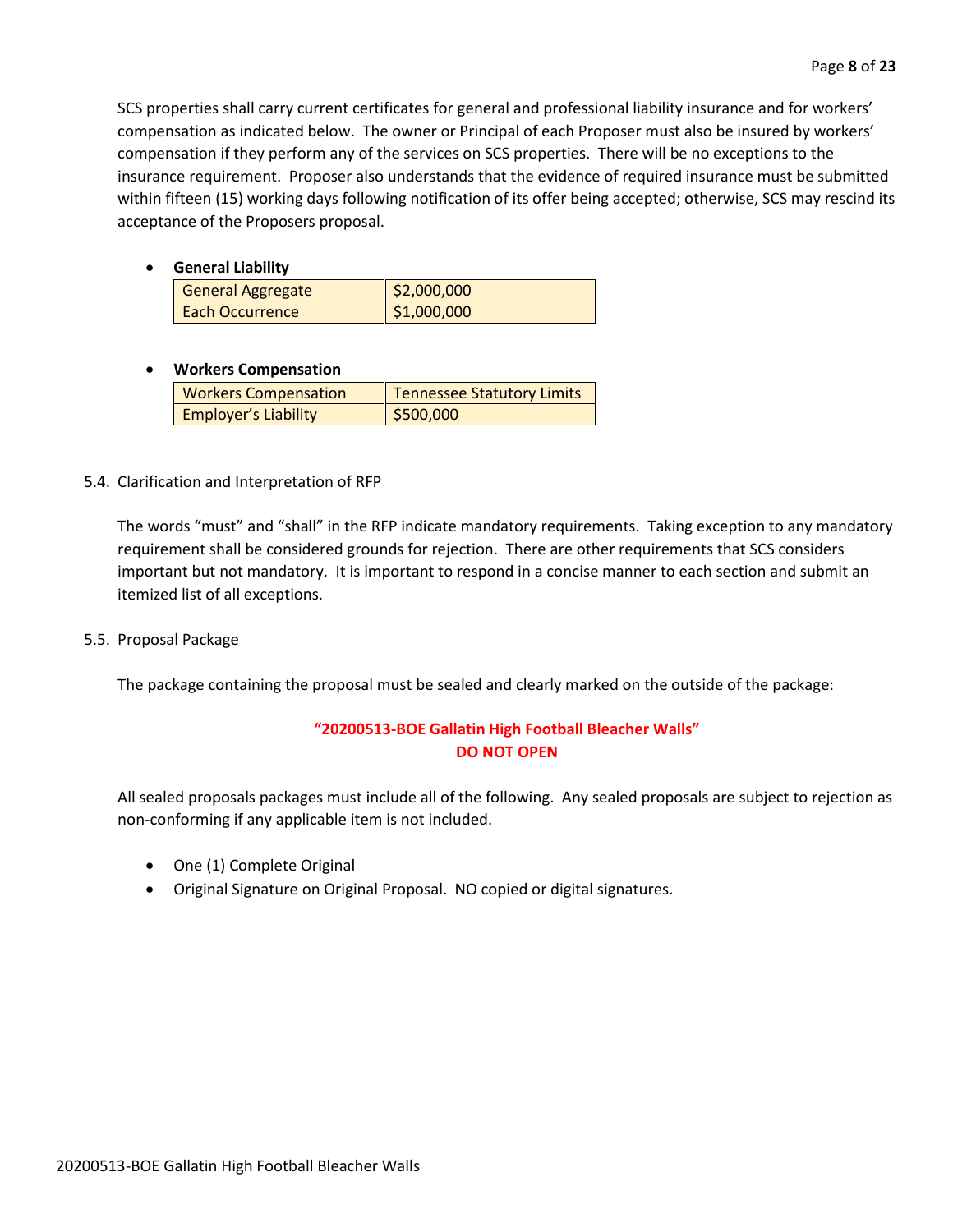SCS properties shall carry current certificates for general and professional liability insurance and for workers' compensation as indicated below. The owner or Principal of each Proposer must also be insured by workers' compensation if they perform any of the services on SCS properties. There will be no exceptions to the insurance requirement. Proposer also understands that the evidence of required insurance must be submitted within fifteen (15) working days following notification of its offer being accepted; otherwise, SCS may rescind its acceptance of the Proposers proposal.

- **General Liability**

| General Aggregate | $2,000,000 |
|---|---|
| Each Occurrence | $1,000,000 |

- **Workers Compensation**

| Workers Compensation | Tennessee Statutory Limits |
|---|---|
| Employer's Liability | $500,000 |

5.4. Clarification and Interpretation of RFP

The words "must" and "shall" in the RFP indicate mandatory requirements. Taking exception to any mandatory requirement shall be considered grounds for rejection. There are other requirements that SCS considers important but not mandatory. It is important to respond in a concise manner to each section and submit an itemized list of all exceptions.

5.5. Proposal Package

The package containing the proposal must be sealed and clearly marked on the outside of the package:

**"20200513-BOE Gallatin High Football Bleacher Walls"**
**DO NOT OPEN**

All sealed proposals packages must include all of the following. Any sealed proposals are subject to rejection as non-conforming if any applicable item is not included.

- One (1) Complete Original
- Original Signature on Original Proposal. NO copied or digital signatures.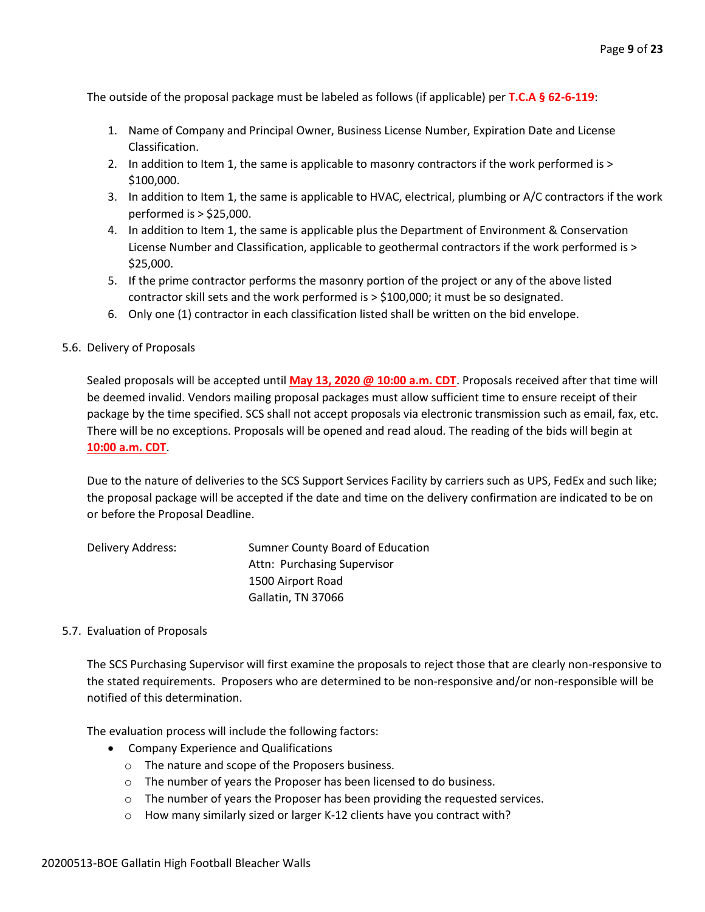The outside of the proposal package must be labeled as follows (if applicable) per **T.C.A § 62-6-119**:

1. Name of Company and Principal Owner, Business License Number, Expiration Date and License Classification.
2. In addition to Item 1, the same is applicable to masonry contractors if the work performed is > $100,000.
3. In addition to Item 1, the same is applicable to HVAC, electrical, plumbing or A/C contractors if the work performed is > $25,000.
4. In addition to Item 1, the same is applicable plus the Department of Environment & Conservation License Number and Classification, applicable to geothermal contractors if the work performed is > $25,000.
5. If the prime contractor performs the masonry portion of the project or any of the above listed contractor skill sets and the work performed is > $100,000; it must be so designated.
6. Only one (1) contractor in each classification listed shall be written on the bid envelope.

5.6. Delivery of Proposals

Sealed proposals will be accepted until **May 13, 2020 @ 10:00 a.m. CDT**. Proposals received after that time will be deemed invalid. Vendors mailing proposal packages must allow sufficient time to ensure receipt of their package by the time specified. SCS shall not accept proposals via electronic transmission such as email, fax, etc. There will be no exceptions. Proposals will be opened and read aloud. The reading of the bids will begin at **10:00 a.m. CDT**.

Due to the nature of deliveries to the SCS Support Services Facility by carriers such as UPS, FedEx and such like; the proposal package will be accepted if the date and time on the delivery confirmation are indicated to be on or before the Proposal Deadline.

Delivery Address:

Sumner County Board of Education
Attn: Purchasing Supervisor
1500 Airport Road
Gallatin, TN 37066

5.7. Evaluation of Proposals

The SCS Purchasing Supervisor will first examine the proposals to reject those that are clearly non-responsive to the stated requirements. Proposers who are determined to be non-responsive and/or non-responsible will be notified of this determination.

The evaluation process will include the following factors:

- Company Experience and Qualifications
  - The nature and scope of the Proposers business.
  - The number of years the Proposer has been licensed to do business.
  - The number of years the Proposer has been providing the requested services.
  - How many similarly sized or larger K-12 clients have you contract with?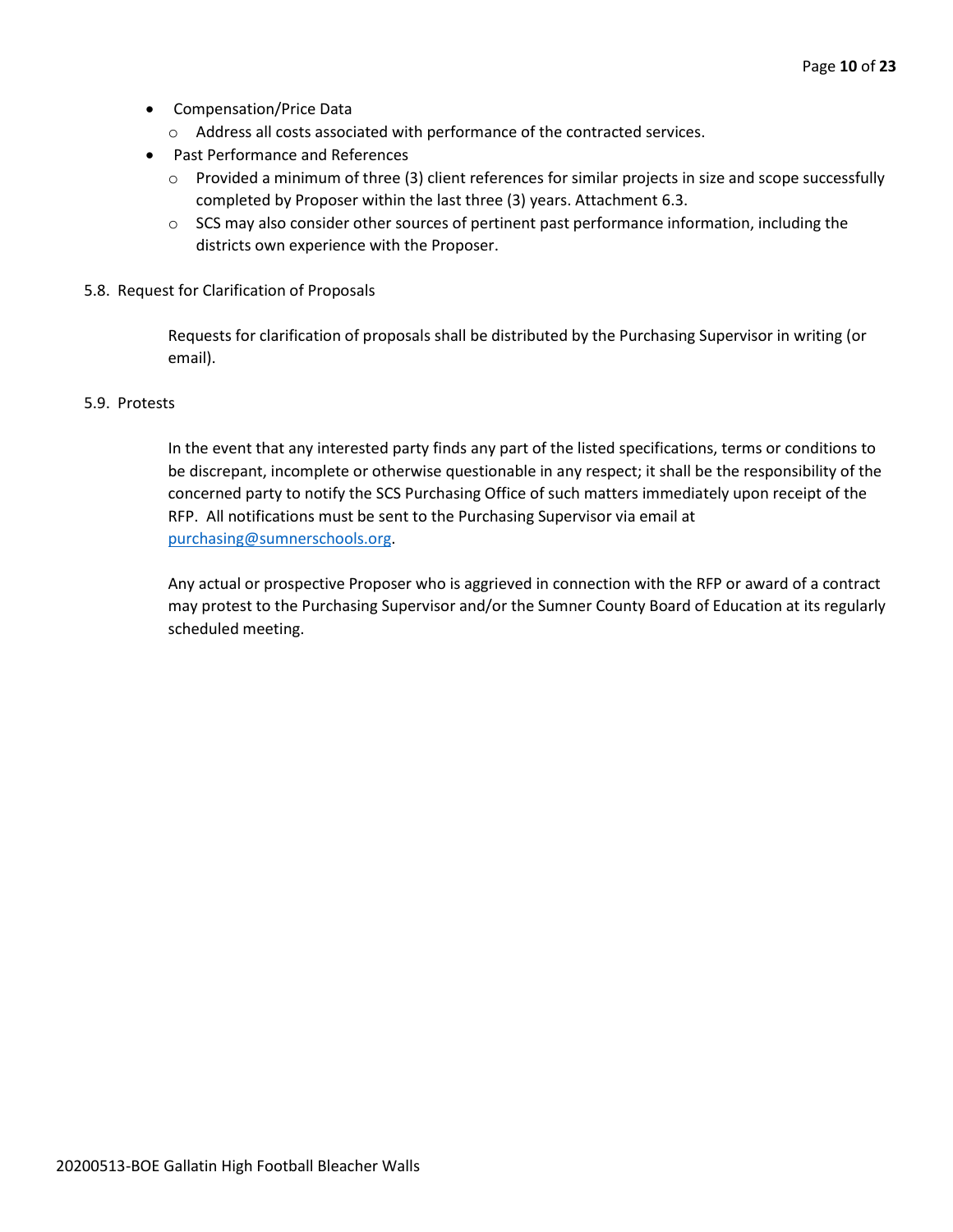- Compensation/Price Data
  - Address all costs associated with performance of the contracted services.
- Past Performance and References
  - Provided a minimum of three (3) client references for similar projects in size and scope successfully completed by Proposer within the last three (3) years. Attachment 6.3.
  - SCS may also consider other sources of pertinent past performance information, including the districts own experience with the Proposer.

5.8. Request for Clarification of Proposals

Requests for clarification of proposals shall be distributed by the Purchasing Supervisor in writing (or email).

5.9. Protests

In the event that any interested party finds any part of the listed specifications, terms or conditions to be discrepant, incomplete or otherwise questionable in any respect; it shall be the responsibility of the concerned party to notify the SCS Purchasing Office of such matters immediately upon receipt of the RFP. All notifications must be sent to the Purchasing Supervisor via email at [purchasing@sumnerschools.org](mailto:purchasing@sumnerschools.org).

Any actual or prospective Proposer who is aggrieved in connection with the RFP or award of a contract may protest to the Purchasing Supervisor and/or the Sumner County Board of Education at its regularly scheduled meeting.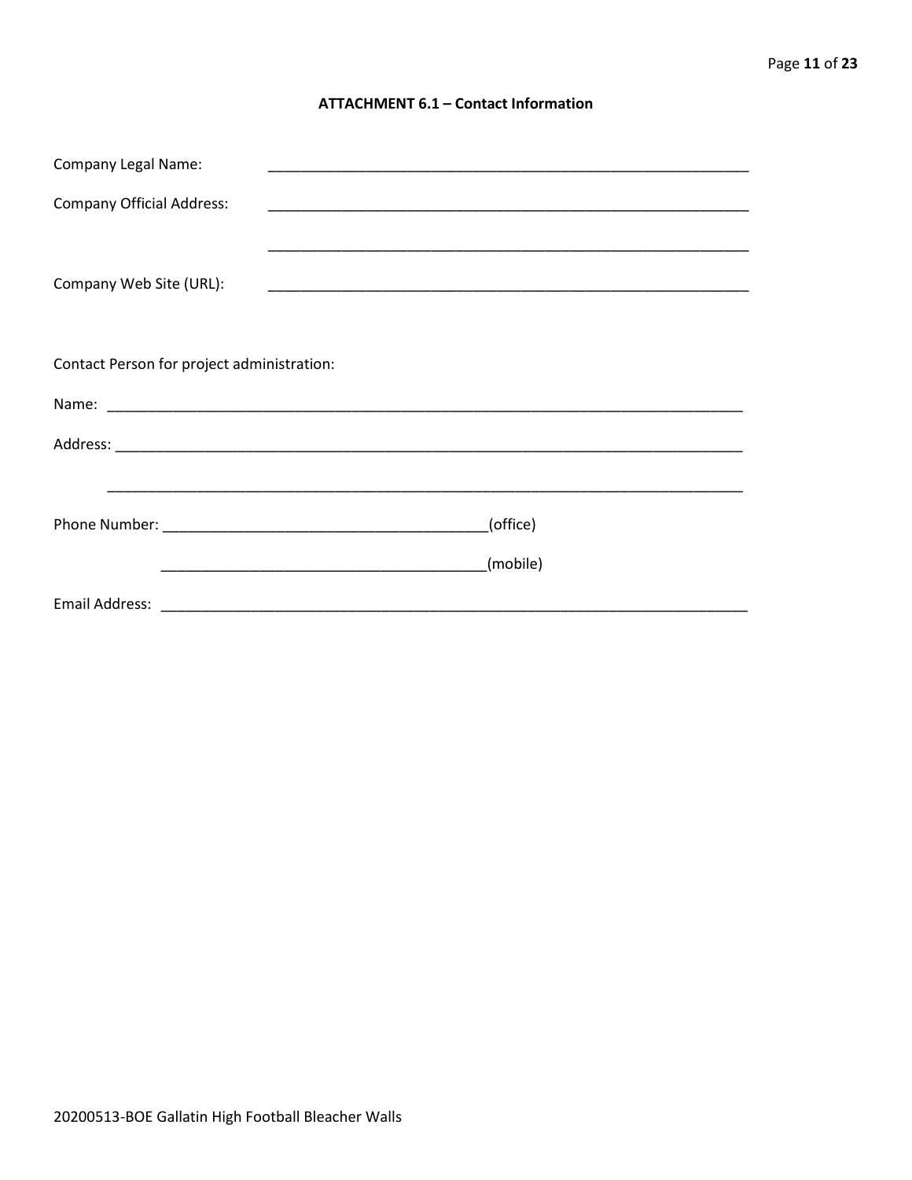### ATTACHMENT 6.1 – Contact Information

Company Legal Name: ____________________________________________________________

Company Official Address: ____________________________________________________________

____________________________________________________________

Company Web Site (URL): ____________________________________________________________

Contact Person for project administration:

Name: ________________________________________________________________________________

Address: ______________________________________________________________________________

______________________________________________________________________________

Phone Number: ________________________________________(office)

________________________________________(mobile)

Email Address: __________________________________________________________________________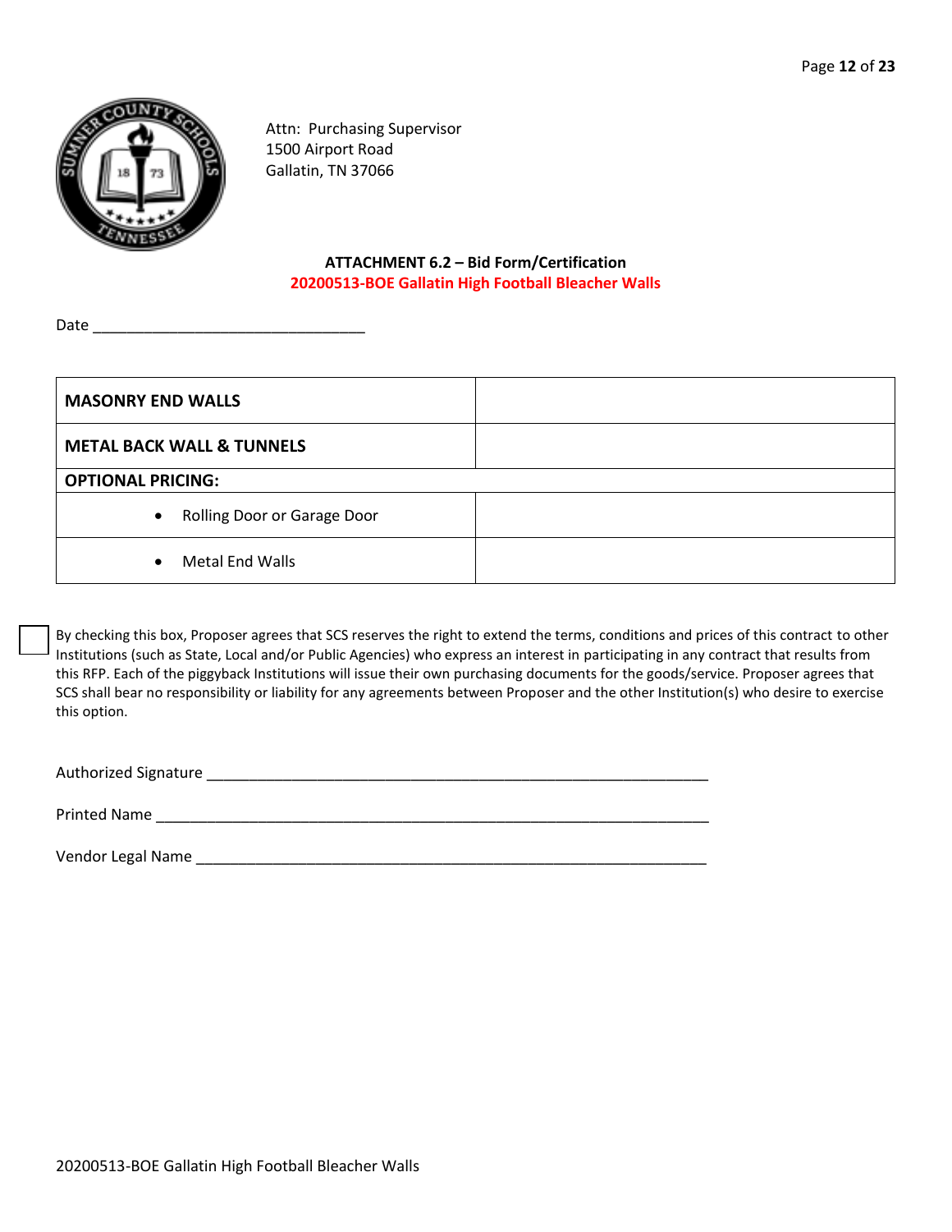Attn: Purchasing Supervisor
1500 Airport Road
Gallatin, TN 37066

**ATTACHMENT 6.2 – Bid Form/Certification**
**20200513-BOE Gallatin High Football Bleacher Walls**

Date _______________________________

| **MASONRY END WALLS** | |
|---|---|
| **METAL BACK WALL & TUNNELS** | |
| **OPTIONAL PRICING:** | |
| • Rolling Door or Garage Door | |
| • Metal End Walls | |

☐ By checking this box, Proposer agrees that SCS reserves the right to extend the terms, conditions and prices of this contract to other Institutions (such as State, Local and/or Public Agencies) who express an interest in participating in any contract that results from this RFP. Each of the piggyback Institutions will issue their own purchasing documents for the goods/service. Proposer agrees that SCS shall bear no responsibility or liability for any agreements between Proposer and the other Institution(s) who desire to exercise this option.

Authorized Signature ___________________________________________________________

Printed Name _________________________________________________________________

Vendor Legal Name _____________________________________________________________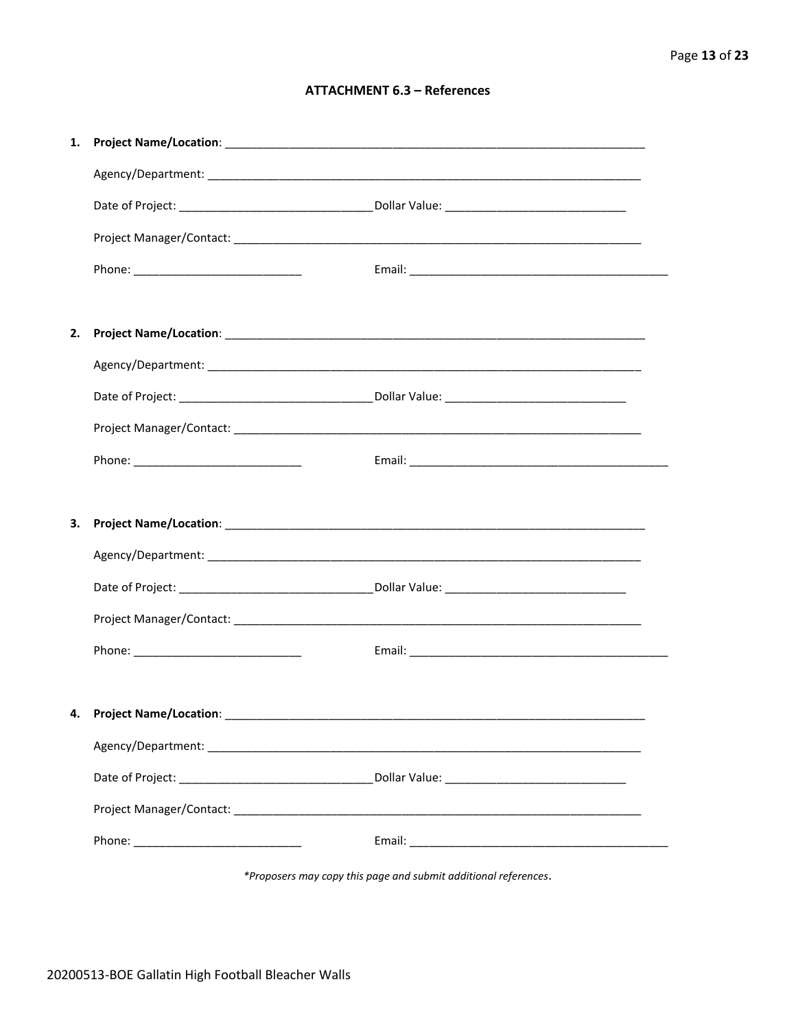## ATTACHMENT 6.3 – References

1. **Project Name/Location**: ______________________________________________________________________

   Agency/Department: ______________________________________________________________________

   Date of Project: ______________________________ Dollar Value: ____________________________

   Project Manager/Contact: __________________________________________________________________

   Phone: __________________________ Email: __________________________________________

2. **Project Name/Location**: ______________________________________________________________________

   Agency/Department: ______________________________________________________________________

   Date of Project: ______________________________ Dollar Value: ____________________________

   Project Manager/Contact: __________________________________________________________________

   Phone: __________________________ Email: __________________________________________

3. **Project Name/Location**: ______________________________________________________________________

   Agency/Department: ______________________________________________________________________

   Date of Project: ______________________________ Dollar Value: ____________________________

   Project Manager/Contact: __________________________________________________________________

   Phone: __________________________ Email: __________________________________________

4. **Project Name/Location**: ______________________________________________________________________

   Agency/Department: ______________________________________________________________________

   Date of Project: ______________________________ Dollar Value: ____________________________

   Project Manager/Contact: __________________________________________________________________

   Phone: __________________________ Email: __________________________________________

*\*Proposers may copy this page and submit additional references*.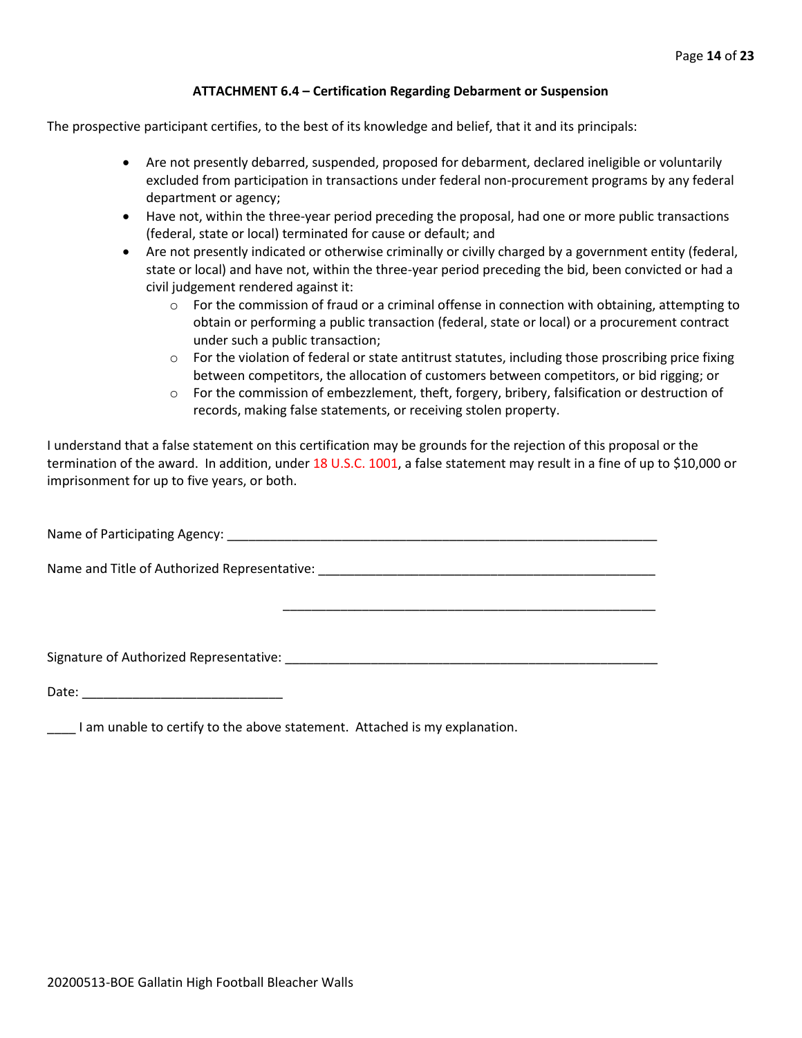### ATTACHMENT 6.4 – Certification Regarding Debarment or Suspension

The prospective participant certifies, to the best of its knowledge and belief, that it and its principals:

- Are not presently debarred, suspended, proposed for debarment, declared ineligible or voluntarily excluded from participation in transactions under federal non-procurement programs by any federal department or agency;
- Have not, within the three-year period preceding the proposal, had one or more public transactions (federal, state or local) terminated for cause or default; and
- Are not presently indicated or otherwise criminally or civilly charged by a government entity (federal, state or local) and have not, within the three-year period preceding the bid, been convicted or had a civil judgement rendered against it:
  - For the commission of fraud or a criminal offense in connection with obtaining, attempting to obtain or performing a public transaction (federal, state or local) or a procurement contract under such a public transaction;
  - For the violation of federal or state antitrust statutes, including those proscribing price fixing between competitors, the allocation of customers between competitors, or bid rigging; or
  - For the commission of embezzlement, theft, forgery, bribery, falsification or destruction of records, making false statements, or receiving stolen property.

I understand that a false statement on this certification may be grounds for the rejection of this proposal or the termination of the award. In addition, under 18 U.S.C. 1001, a false statement may result in a fine of up to $10,000 or imprisonment for up to five years, or both.

Name of Participating Agency: _______________________________________________________________

Name and Title of Authorized Representative: ___________________________________________________

_______________________________________________________

Signature of Authorized Representative: _______________________________________________________

Date: _____________________________

____ I am unable to certify to the above statement. Attached is my explanation.

20200513-BOE Gallatin High Football Bleacher Walls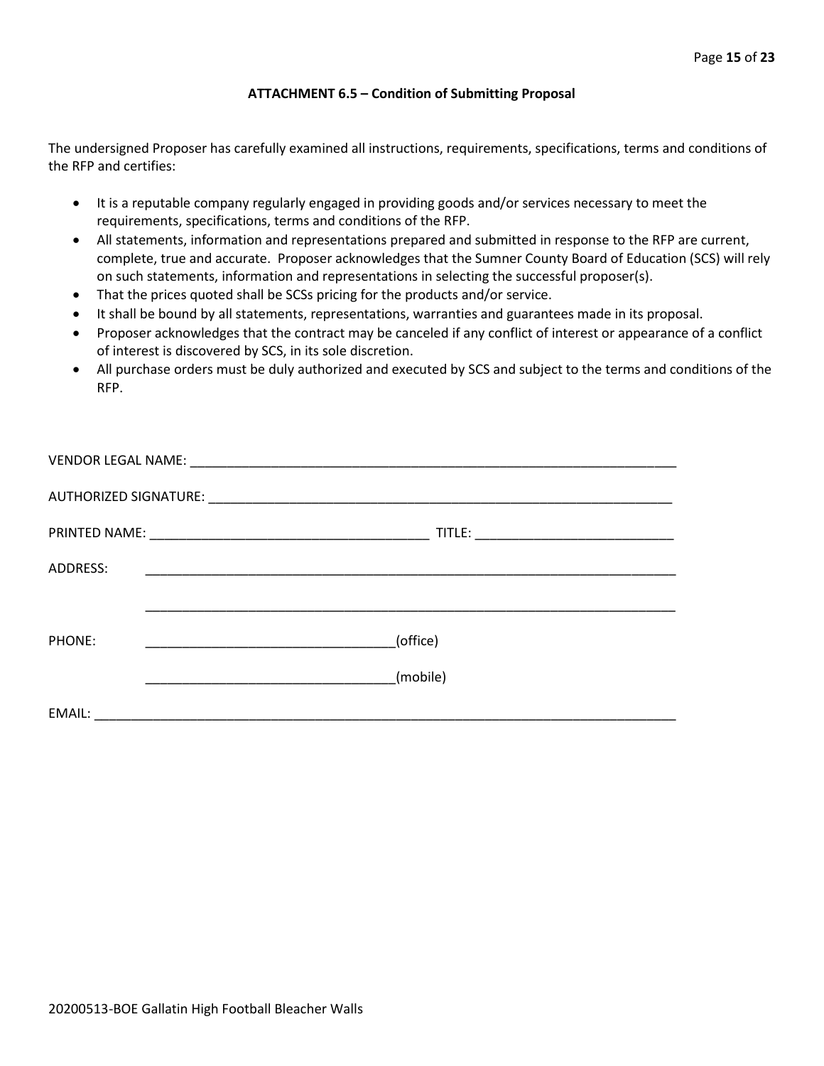### ATTACHMENT 6.5 – Condition of Submitting Proposal

The undersigned Proposer has carefully examined all instructions, requirements, specifications, terms and conditions of the RFP and certifies:

- It is a reputable company regularly engaged in providing goods and/or services necessary to meet the requirements, specifications, terms and conditions of the RFP.
- All statements, information and representations prepared and submitted in response to the RFP are current, complete, true and accurate. Proposer acknowledges that the Sumner County Board of Education (SCS) will rely on such statements, information and representations in selecting the successful proposer(s).
- That the prices quoted shall be SCSs pricing for the products and/or service.
- It shall be bound by all statements, representations, warranties and guarantees made in its proposal.
- Proposer acknowledges that the contract may be canceled if any conflict of interest or appearance of a conflict of interest is discovered by SCS, in its sole discretion.
- All purchase orders must be duly authorized and executed by SCS and subject to the terms and conditions of the RFP.

VENDOR LEGAL NAME: ____________________________________________________________________

AUTHORIZED SIGNATURE: _________________________________________________________________

PRINTED NAME: ______________________________________ TITLE: ___________________________

ADDRESS: ___________________________________________________________________________

___________________________________________________________________________

PHONE: __________________________________(office)

__________________________________(mobile)

EMAIL: _____________________________________________________________________________

20200513-BOE Gallatin High Football Bleacher Walls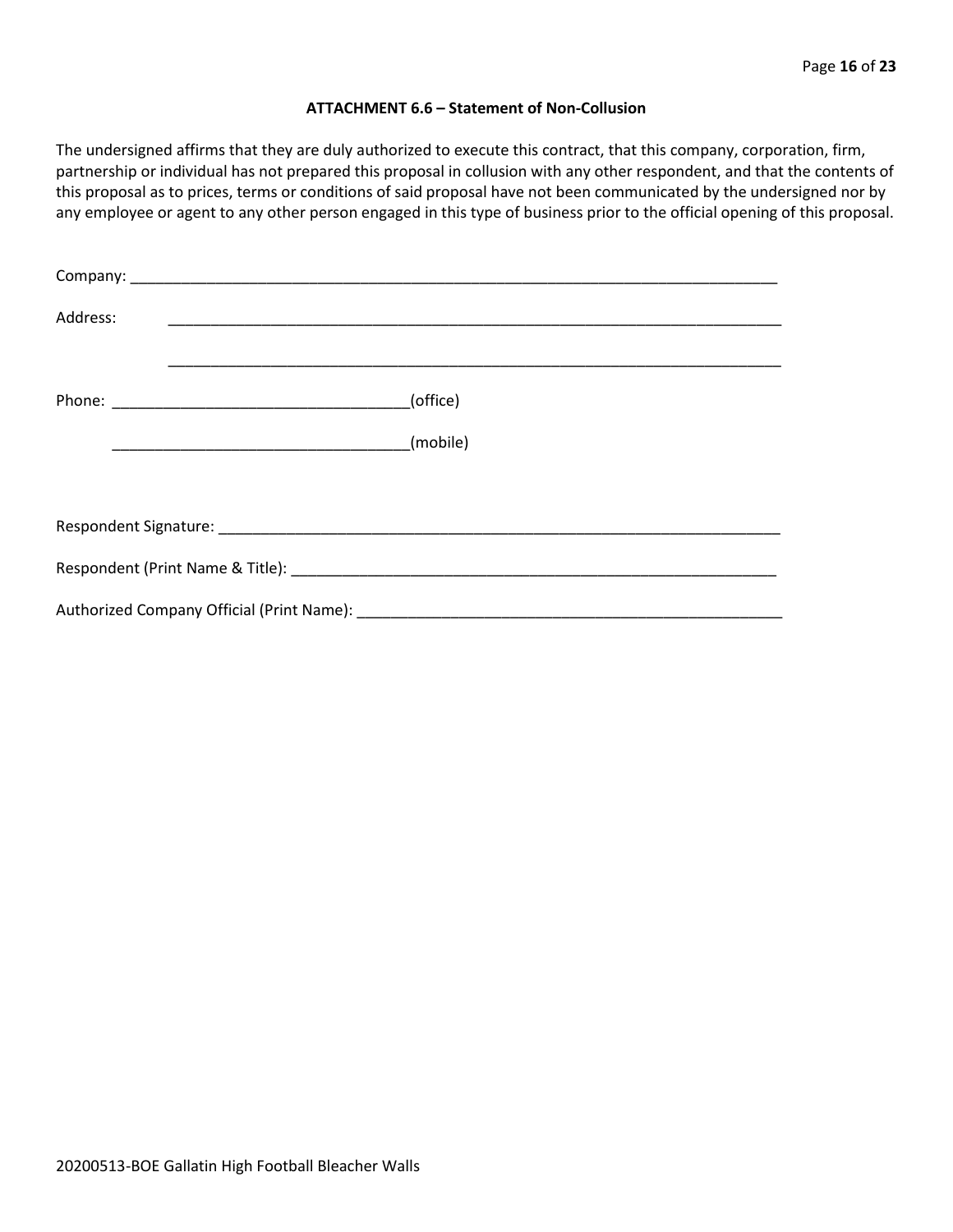**ATTACHMENT 6.6 – Statement of Non-Collusion**

The undersigned affirms that they are duly authorized to execute this contract, that this company, corporation, firm, partnership or individual has not prepared this proposal in collusion with any other respondent, and that the contents of this proposal as to prices, terms or conditions of said proposal have not been communicated by the undersigned nor by any employee or agent to any other person engaged in this type of business prior to the official opening of this proposal.

Company: ___________________________________________________________________________

Address: ___________________________________________________________________________

___________________________________________________________________________

Phone: ___________________________________(office)

___________________________________(mobile)

Respondent Signature: _________________________________________________________________

Respondent (Print Name & Title): _______________________________________________________

Authorized Company Official (Print Name): ________________________________________________

20200513-BOE Gallatin High Football Bleacher Walls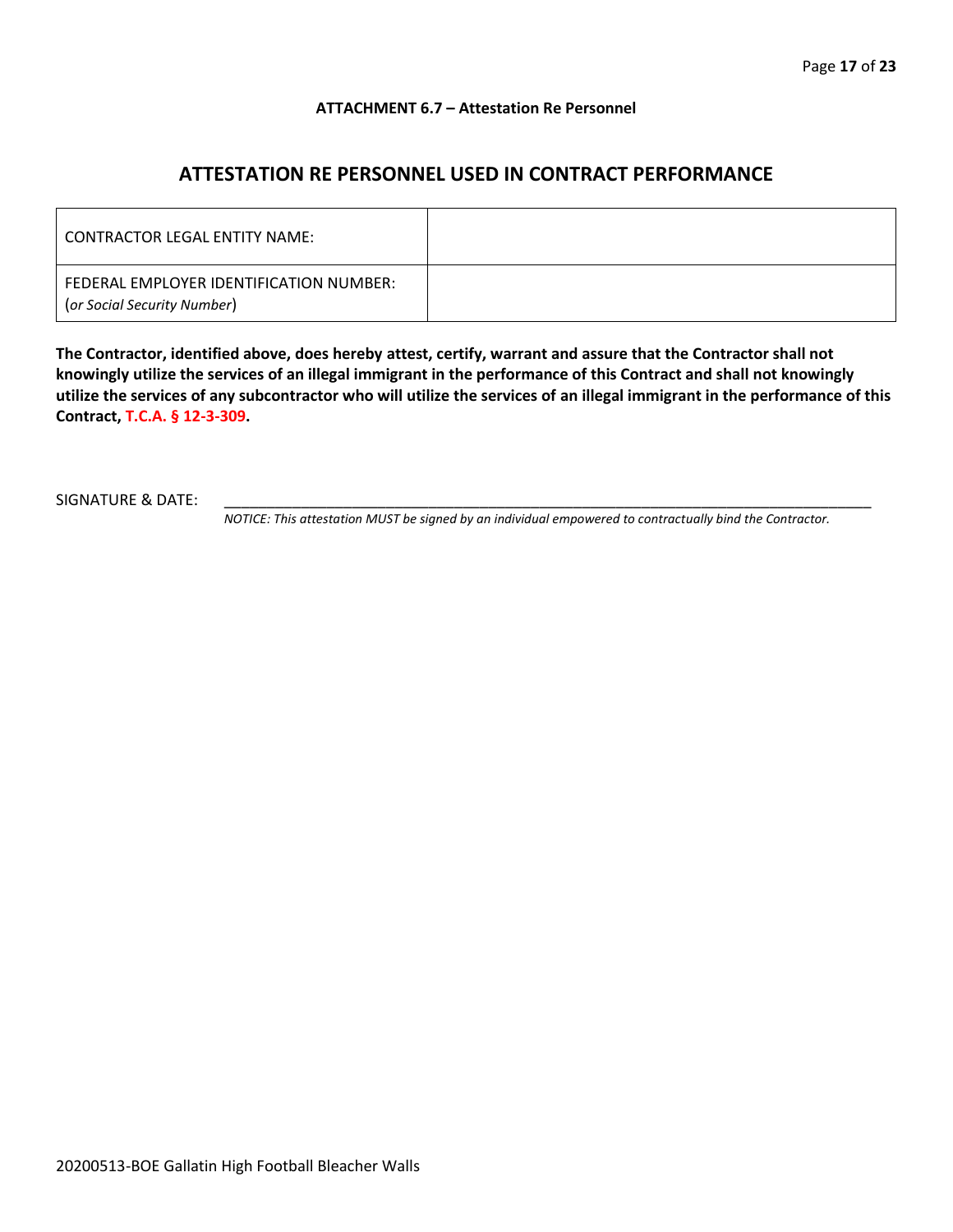**ATTACHMENT 6.7 – Attestation Re Personnel**

## ATTESTATION RE PERSONNEL USED IN CONTRACT PERFORMANCE

| CONTRACTOR LEGAL ENTITY NAME: | |
|---|---|
| FEDERAL EMPLOYER IDENTIFICATION NUMBER: (*or Social Security Number*) | |

**The Contractor, identified above, does hereby attest, certify, warrant and assure that the Contractor shall not knowingly utilize the services of an illegal immigrant in the performance of this Contract and shall not knowingly utilize the services of any subcontractor who will utilize the services of an illegal immigrant in the performance of this Contract, T.C.A. § 12-3-309.**

SIGNATURE & DATE: ______________________________________________________________________________

*NOTICE: This attestation MUST be signed by an individual empowered to contractually bind the Contractor.*

20200513-BOE Gallatin High Football Bleacher Walls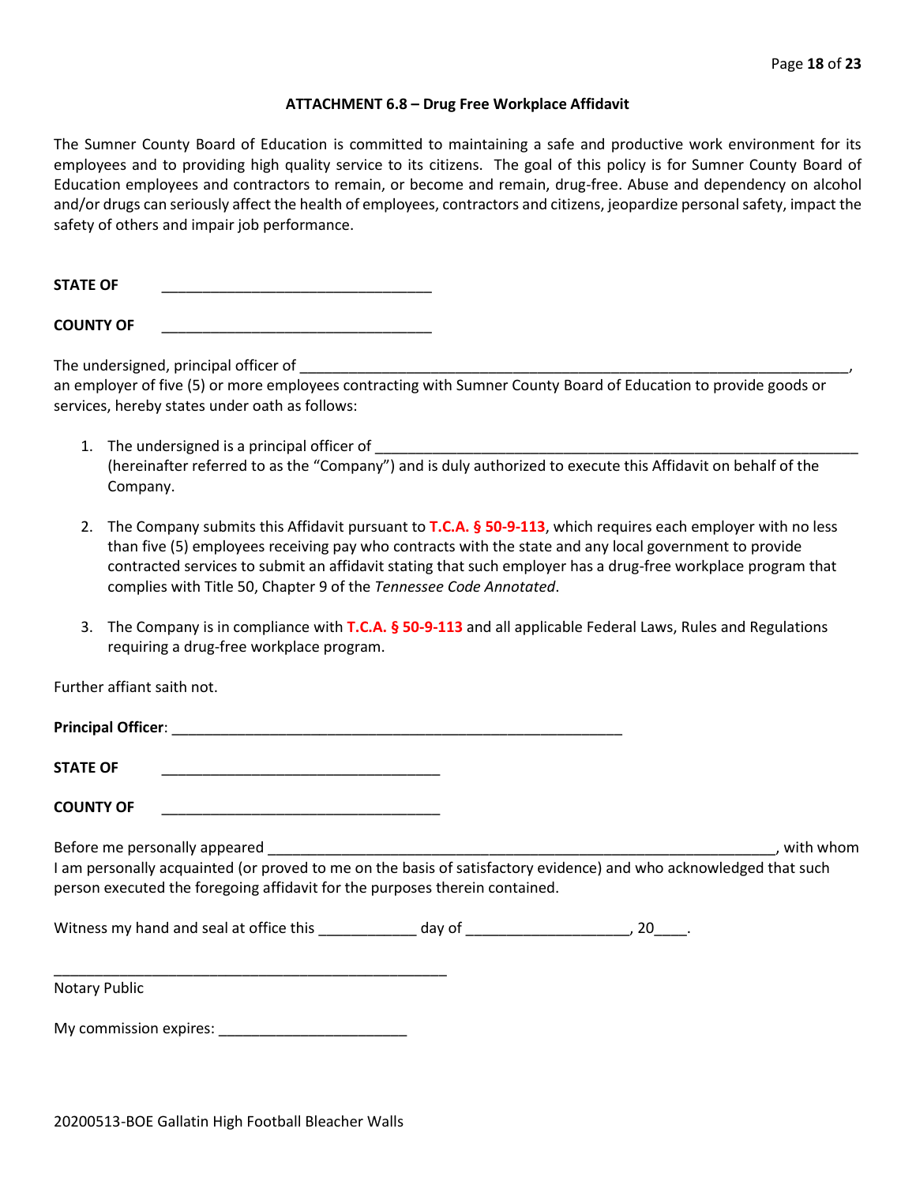### ATTACHMENT 6.8 – Drug Free Workplace Affidavit

The Sumner County Board of Education is committed to maintaining a safe and productive work environment for its employees and to providing high quality service to its citizens. The goal of this policy is for Sumner County Board of Education employees and contractors to remain, or become and remain, drug-free. Abuse and dependency on alcohol and/or drugs can seriously affect the health of employees, contractors and citizens, jeopardize personal safety, impact the safety of others and impair job performance.

**STATE OF** _________________________________

**COUNTY OF** _________________________________

The undersigned, principal officer of ______________________________________________________________________, an employer of five (5) or more employees contracting with Sumner County Board of Education to provide goods or services, hereby states under oath as follows:

1. The undersigned is a principal officer of ____________________________________________________________ (hereinafter referred to as the "Company") and is duly authorized to execute this Affidavit on behalf of the Company.

2. The Company submits this Affidavit pursuant to **T.C.A. § 50-9-113**, which requires each employer with no less than five (5) employees receiving pay who contracts with the state and any local government to provide contracted services to submit an affidavit stating that such employer has a drug-free workplace program that complies with Title 50, Chapter 9 of the *Tennessee Code Annotated*.

3. The Company is in compliance with **T.C.A. § 50-9-113** and all applicable Federal Laws, Rules and Regulations requiring a drug-free workplace program.

Further affiant saith not.

**Principal Officer**: _______________________________________________________

**STATE OF** __________________________________

**COUNTY OF** __________________________________

Before me personally appeared ______________________________________________________________, with whom I am personally acquainted (or proved to me on the basis of satisfactory evidence) and who acknowledged that such person executed the foregoing affidavit for the purposes therein contained.

Witness my hand and seal at office this ____________ day of ____________________, 20____.

_________________________________________________

Notary Public

My commission expires: _______________________

20200513-BOE Gallatin High Football Bleacher Walls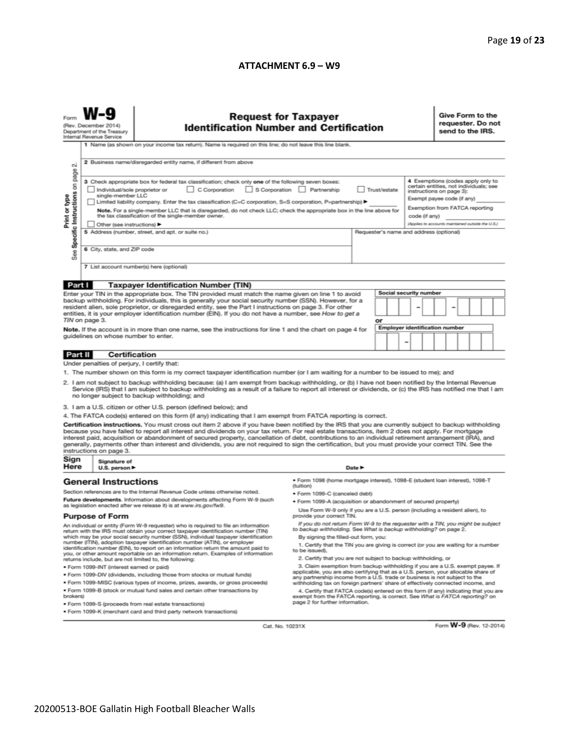## ATTACHMENT 6.9 – W9

Form **W-9**
(Rev. December 2014)
Department of the Treasury
Internal Revenue Service

# Request for Taxpayer Identification Number and Certification

**Give Form to the requester. Do not send to the IRS.**

Print or type
See Specific Instructions on page 2.

1 Name (as shown on your income tax return). Name is required on this line; do not leave this line blank.

2 Business name/disregarded entity name, if different from above

3 Check appropriate box for federal tax classification; check only **one** of the following seven boxes:

☐ Individual/sole proprietor or single-member LLC ☐ C Corporation ☐ S Corporation ☐ Partnership ☐ Trust/estate

☐ Limited liability company. Enter the tax classification (C=C corporation, S=S corporation, P=partnership) ► ________

**Note.** For a single-member LLC that is disregarded, do not check LLC; check the appropriate box in the line above for the tax classification of the single-member owner.

☐ Other (see instructions) ►

4 Exemptions (codes apply only to certain entities, not individuals; see instructions on page 3):

Exempt payee code (if any) ________

Exemption from FATCA reporting code (if any) ________

(Applies to accounts maintained outside the U.S.)

5 Address (number, street, and apt. or suite no.)

Requester's name and address (optional)

6 City, state, and ZIP code

7 List account number(s) here (optional)

## Part I Taxpayer Identification Number (TIN)

Enter your TIN in the appropriate box. The TIN provided must match the name given on line 1 to avoid backup withholding. For individuals, this is generally your social security number (SSN). However, for a resident alien, sole proprietor, or disregarded entity, see the Part I instructions on page 3. For other entities, it is your employer identification number (EIN). If you do not have a number, see *How to get a TIN* on page 3.

**Note.** If the account is in more than one name, see the instructions for line 1 and the chart on page 4 for guidelines on whose number to enter.

Social security number

[ ][ ][ ] – [ ][ ] – [ ][ ][ ][ ]

or

Employer identification number

[ ][ ] – [ ][ ][ ][ ][ ][ ][ ]

## Part II Certification

Under penalties of perjury, I certify that:

1. The number shown on this form is my correct taxpayer identification number (or I am waiting for a number to be issued to me); and
2. I am not subject to backup withholding because: (a) I am exempt from backup withholding, or (b) I have not been notified by the Internal Revenue Service (IRS) that I am subject to backup withholding as a result of a failure to report all interest or dividends, or (c) the IRS has notified me that I am no longer subject to backup withholding; and
3. I am a U.S. citizen or other U.S. person (defined below); and
4. The FATCA code(s) entered on this form (if any) indicating that I am exempt from FATCA reporting is correct.

**Certification instructions.** You must cross out item 2 above if you have been notified by the IRS that you are currently subject to backup withholding because you have failed to report all interest and dividends on your tax return. For real estate transactions, item 2 does not apply. For mortgage interest paid, acquisition or abandonment of secured property, cancellation of debt, contributions to an individual retirement arrangement (IRA), and generally, payments other than interest and dividends, you are not required to sign the certification, but you must provide your correct TIN. See the instructions on page 3.

**Sign Here** Signature of U.S. person ► Date ►

## General Instructions

Section references are to the Internal Revenue Code unless otherwise noted.

**Future developments.** Information about developments affecting Form W-9 (such as legislation enacted after we release it) is at *www.irs.gov/fw9*.

### Purpose of Form

An individual or entity (Form W-9 requester) who is required to file an information return with the IRS must obtain your correct taxpayer identification number (TIN) which may be your social security number (SSN), individual taxpayer identification number (ITIN), adoption taxpayer identification number (ATIN), or employer identification number (EIN), to report on an information return the amount paid to you, or other amount reportable on an information return. Examples of information returns include, but are not limited to, the following:

- Form 1099-INT (interest earned or paid)
- Form 1099-DIV (dividends, including those from stocks or mutual funds)
- Form 1099-MISC (various types of income, prizes, awards, or gross proceeds)
- Form 1099-B (stock or mutual fund sales and certain other transactions by brokers)
- Form 1099-S (proceeds from real estate transactions)
- Form 1099-K (merchant card and third party network transactions)
- Form 1098 (home mortgage interest), 1098-E (student loan interest), 1098-T (tuition)
- Form 1099-C (canceled debt)
- Form 1099-A (acquisition or abandonment of secured property)

Use Form W-9 only if you are a U.S. person (including a resident alien), to provide your correct TIN.

*If you do not return Form W-9 to the requester with a TIN, you might be subject to backup withholding. See What is backup withholding? on page 2.*

By signing the filled-out form, you:

1. Certify that the TIN you are giving is correct (or you are waiting for a number to be issued),
2. Certify that you are not subject to backup withholding, or
3. Claim exemption from backup withholding if you are a U.S. exempt payee. If applicable, you are also certifying that as a U.S. person, your allocable share of any partnership income from a U.S. trade or business is not subject to the withholding tax on foreign partners' share of effectively connected income, and
4. Certify that FATCA code(s) entered on this form (if any) indicating that you are exempt from the FATCA reporting, is correct. See *What is FATCA reporting?* on page 2 for further information.

Cat. No. 10231X Form **W-9** (Rev. 12-2014)

20200513-BOE Gallatin High Football Bleacher Walls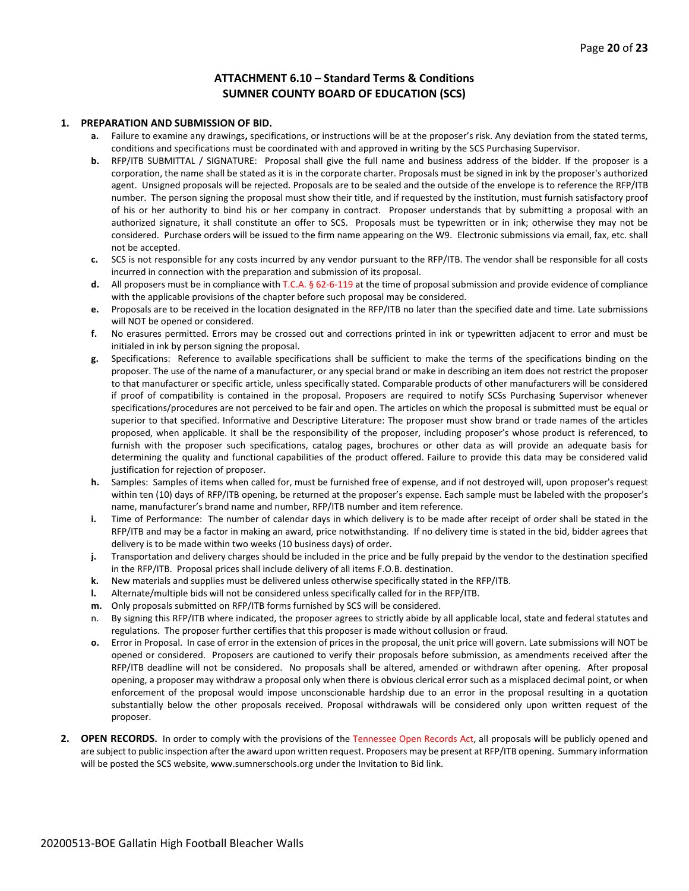## ATTACHMENT 6.10 – Standard Terms & Conditions
## SUMNER COUNTY BOARD OF EDUCATION (SCS)

**1. PREPARATION AND SUBMISSION OF BID.**

- **a.** Failure to examine any drawings**,** specifications, or instructions will be at the proposer's risk. Any deviation from the stated terms, conditions and specifications must be coordinated with and approved in writing by the SCS Purchasing Supervisor.
- **b.** RFP/ITB SUBMITTAL / SIGNATURE: Proposal shall give the full name and business address of the bidder. If the proposer is a corporation, the name shall be stated as it is in the corporate charter. Proposals must be signed in ink by the proposer's authorized agent. Unsigned proposals will be rejected. Proposals are to be sealed and the outside of the envelope is to reference the RFP/ITB number. The person signing the proposal must show their title, and if requested by the institution, must furnish satisfactory proof of his or her authority to bind his or her company in contract. Proposer understands that by submitting a proposal with an authorized signature, it shall constitute an offer to SCS. Proposals must be typewritten or in ink; otherwise they may not be considered. Purchase orders will be issued to the firm name appearing on the W9. Electronic submissions via email, fax, etc. shall not be accepted.
- **c.** SCS is not responsible for any costs incurred by any vendor pursuant to the RFP/ITB. The vendor shall be responsible for all costs incurred in connection with the preparation and submission of its proposal.
- **d.** All proposers must be in compliance with T.C.A. § 62-6-119 at the time of proposal submission and provide evidence of compliance with the applicable provisions of the chapter before such proposal may be considered.
- **e.** Proposals are to be received in the location designated in the RFP/ITB no later than the specified date and time. Late submissions will NOT be opened or considered.
- **f.** No erasures permitted. Errors may be crossed out and corrections printed in ink or typewritten adjacent to error and must be initialed in ink by person signing the proposal.
- **g.** Specifications: Reference to available specifications shall be sufficient to make the terms of the specifications binding on the proposer. The use of the name of a manufacturer, or any special brand or make in describing an item does not restrict the proposer to that manufacturer or specific article, unless specifically stated. Comparable products of other manufacturers will be considered if proof of compatibility is contained in the proposal. Proposers are required to notify SCSs Purchasing Supervisor whenever specifications/procedures are not perceived to be fair and open. The articles on which the proposal is submitted must be equal or superior to that specified. Informative and Descriptive Literature: The proposer must show brand or trade names of the articles proposed, when applicable. It shall be the responsibility of the proposer, including proposer's whose product is referenced, to furnish with the proposer such specifications, catalog pages, brochures or other data as will provide an adequate basis for determining the quality and functional capabilities of the product offered. Failure to provide this data may be considered valid justification for rejection of proposer.
- **h.** Samples: Samples of items when called for, must be furnished free of expense, and if not destroyed will, upon proposer's request within ten (10) days of RFP/ITB opening, be returned at the proposer's expense. Each sample must be labeled with the proposer's name, manufacturer's brand name and number, RFP/ITB number and item reference.
- **i.** Time of Performance: The number of calendar days in which delivery is to be made after receipt of order shall be stated in the RFP/ITB and may be a factor in making an award, price notwithstanding. If no delivery time is stated in the bid, bidder agrees that delivery is to be made within two weeks (10 business days) of order.
- **j.** Transportation and delivery charges should be included in the price and be fully prepaid by the vendor to the destination specified in the RFP/ITB. Proposal prices shall include delivery of all items F.O.B. destination.
- **k.** New materials and supplies must be delivered unless otherwise specifically stated in the RFP/ITB.
- **l.** Alternate/multiple bids will not be considered unless specifically called for in the RFP/ITB.
- **m.** Only proposals submitted on RFP/ITB forms furnished by SCS will be considered.
- n. By signing this RFP/ITB where indicated, the proposer agrees to strictly abide by all applicable local, state and federal statutes and regulations. The proposer further certifies that this proposer is made without collusion or fraud.
- **o.** Error in Proposal. In case of error in the extension of prices in the proposal, the unit price will govern. Late submissions will NOT be opened or considered. Proposers are cautioned to verify their proposals before submission, as amendments received after the RFP/ITB deadline will not be considered. No proposals shall be altered, amended or withdrawn after opening. After proposal opening, a proposer may withdraw a proposal only when there is obvious clerical error such as a misplaced decimal point, or when enforcement of the proposal would impose unconscionable hardship due to an error in the proposal resulting in a quotation substantially below the other proposals received. Proposal withdrawals will be considered only upon written request of the proposer.

**2. OPEN RECORDS.** In order to comply with the provisions of the Tennessee Open Records Act, all proposals will be publicly opened and are subject to public inspection after the award upon written request. Proposers may be present at RFP/ITB opening. Summary information will be posted the SCS website, www.sumnerschools.org under the Invitation to Bid link.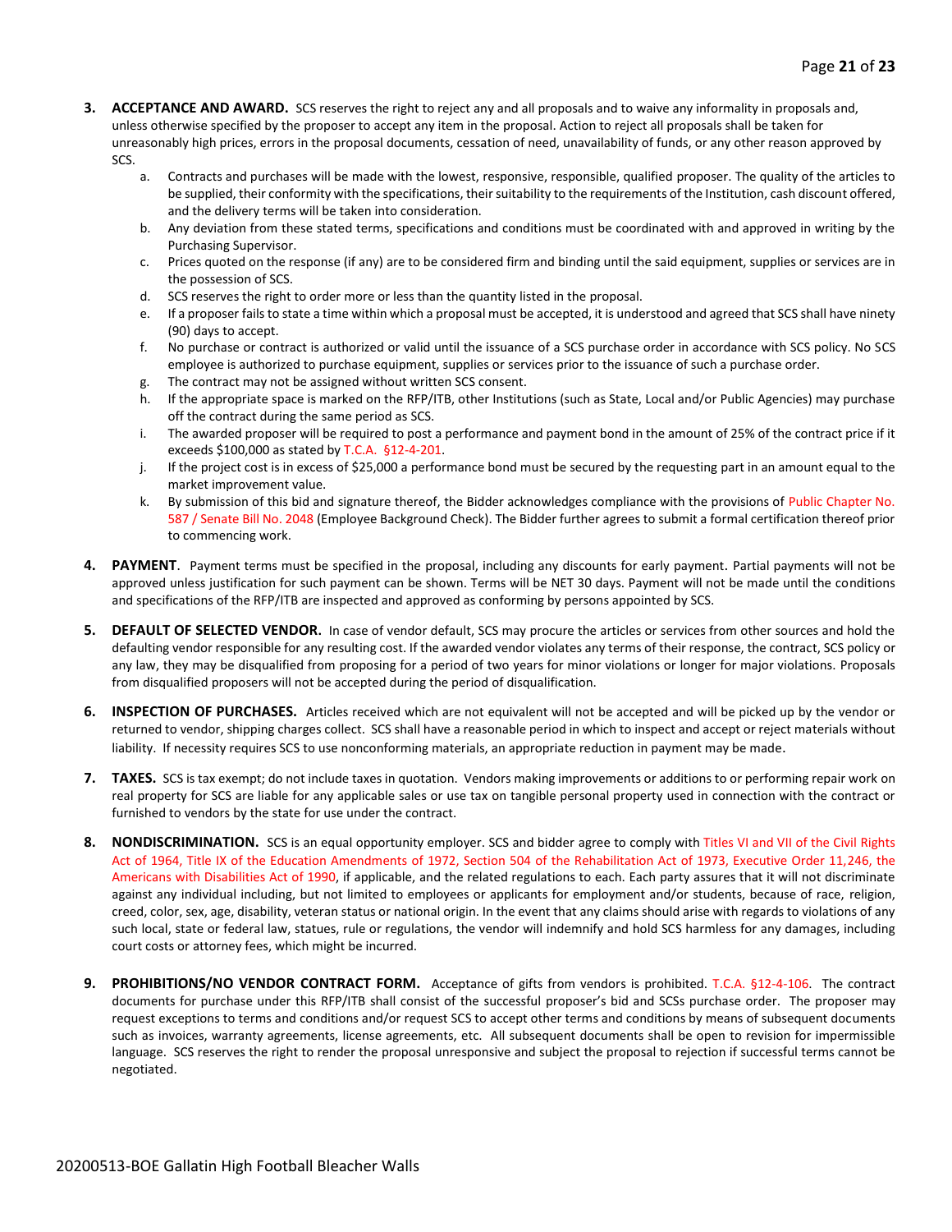3. **ACCEPTANCE AND AWARD.** SCS reserves the right to reject any and all proposals and to waive any informality in proposals and, unless otherwise specified by the proposer to accept any item in the proposal. Action to reject all proposals shall be taken for unreasonably high prices, errors in the proposal documents, cessation of need, unavailability of funds, or any other reason approved by SCS.
   a. Contracts and purchases will be made with the lowest, responsive, responsible, qualified proposer. The quality of the articles to be supplied, their conformity with the specifications, their suitability to the requirements of the Institution, cash discount offered, and the delivery terms will be taken into consideration.
   b. Any deviation from these stated terms, specifications and conditions must be coordinated with and approved in writing by the Purchasing Supervisor.
   c. Prices quoted on the response (if any) are to be considered firm and binding until the said equipment, supplies or services are in the possession of SCS.
   d. SCS reserves the right to order more or less than the quantity listed in the proposal.
   e. If a proposer fails to state a time within which a proposal must be accepted, it is understood and agreed that SCS shall have ninety (90) days to accept.
   f. No purchase or contract is authorized or valid until the issuance of a SCS purchase order in accordance with SCS policy. No SCS employee is authorized to purchase equipment, supplies or services prior to the issuance of such a purchase order.
   g. The contract may not be assigned without written SCS consent.
   h. If the appropriate space is marked on the RFP/ITB, other Institutions (such as State, Local and/or Public Agencies) may purchase off the contract during the same period as SCS.
   i. The awarded proposer will be required to post a performance and payment bond in the amount of 25% of the contract price if it exceeds $100,000 as stated by T.C.A. §12-4-201.
   j. If the project cost is in excess of $25,000 a performance bond must be secured by the requesting part in an amount equal to the market improvement value.
   k. By submission of this bid and signature thereof, the Bidder acknowledges compliance with the provisions of Public Chapter No. 587 / Senate Bill No. 2048 (Employee Background Check). The Bidder further agrees to submit a formal certification thereof prior to commencing work.

4. **PAYMENT**. Payment terms must be specified in the proposal, including any discounts for early payment. Partial payments will not be approved unless justification for such payment can be shown. Terms will be NET 30 days. Payment will not be made until the conditions and specifications of the RFP/ITB are inspected and approved as conforming by persons appointed by SCS.

5. **DEFAULT OF SELECTED VENDOR.** In case of vendor default, SCS may procure the articles or services from other sources and hold the defaulting vendor responsible for any resulting cost. If the awarded vendor violates any terms of their response, the contract, SCS policy or any law, they may be disqualified from proposing for a period of two years for minor violations or longer for major violations. Proposals from disqualified proposers will not be accepted during the period of disqualification.

6. **INSPECTION OF PURCHASES.** Articles received which are not equivalent will not be accepted and will be picked up by the vendor or returned to vendor, shipping charges collect. SCS shall have a reasonable period in which to inspect and accept or reject materials without liability. If necessity requires SCS to use nonconforming materials, an appropriate reduction in payment may be made.

7. **TAXES.** SCS is tax exempt; do not include taxes in quotation. Vendors making improvements or additions to or performing repair work on real property for SCS are liable for any applicable sales or use tax on tangible personal property used in connection with the contract or furnished to vendors by the state for use under the contract.

8. **NONDISCRIMINATION.** SCS is an equal opportunity employer. SCS and bidder agree to comply with Titles VI and VII of the Civil Rights Act of 1964, Title IX of the Education Amendments of 1972, Section 504 of the Rehabilitation Act of 1973, Executive Order 11,246, the Americans with Disabilities Act of 1990, if applicable, and the related regulations to each. Each party assures that it will not discriminate against any individual including, but not limited to employees or applicants for employment and/or students, because of race, religion, creed, color, sex, age, disability, veteran status or national origin. In the event that any claims should arise with regards to violations of any such local, state or federal law, statues, rule or regulations, the vendor will indemnify and hold SCS harmless for any damages, including court costs or attorney fees, which might be incurred.

9. **PROHIBITIONS/NO VENDOR CONTRACT FORM.** Acceptance of gifts from vendors is prohibited. T.C.A. §12-4-106. The contract documents for purchase under this RFP/ITB shall consist of the successful proposer's bid and SCSs purchase order. The proposer may request exceptions to terms and conditions and/or request SCS to accept other terms and conditions by means of subsequent documents such as invoices, warranty agreements, license agreements, etc. All subsequent documents shall be open to revision for impermissible language. SCS reserves the right to render the proposal unresponsive and subject the proposal to rejection if successful terms cannot be negotiated.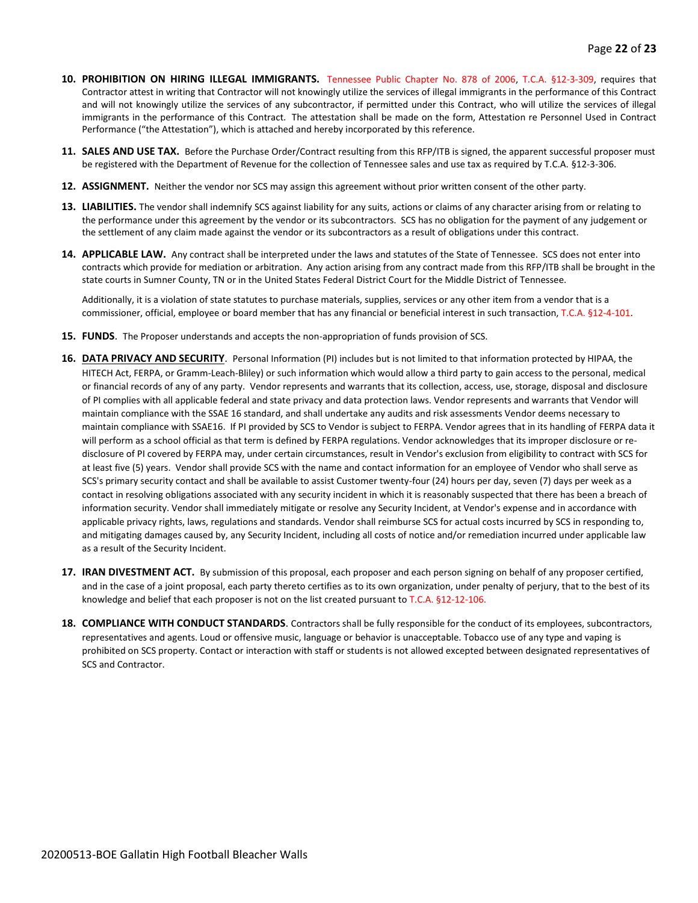10. **PROHIBITION ON HIRING ILLEGAL IMMIGRANTS.** Tennessee Public Chapter No. 878 of 2006, T.C.A. §12-3-309, requires that Contractor attest in writing that Contractor will not knowingly utilize the services of illegal immigrants in the performance of this Contract and will not knowingly utilize the services of any subcontractor, if permitted under this Contract, who will utilize the services of illegal immigrants in the performance of this Contract. The attestation shall be made on the form, Attestation re Personnel Used in Contract Performance ("the Attestation"), which is attached and hereby incorporated by this reference.

11. **SALES AND USE TAX.** Before the Purchase Order/Contract resulting from this RFP/ITB is signed, the apparent successful proposer must be registered with the Department of Revenue for the collection of Tennessee sales and use tax as required by T.C.A. §12-3-306.

12. **ASSIGNMENT.** Neither the vendor nor SCS may assign this agreement without prior written consent of the other party.

13. **LIABILITIES.** The vendor shall indemnify SCS against liability for any suits, actions or claims of any character arising from or relating to the performance under this agreement by the vendor or its subcontractors. SCS has no obligation for the payment of any judgement or the settlement of any claim made against the vendor or its subcontractors as a result of obligations under this contract.

14. **APPLICABLE LAW.** Any contract shall be interpreted under the laws and statutes of the State of Tennessee. SCS does not enter into contracts which provide for mediation or arbitration. Any action arising from any contract made from this RFP/ITB shall be brought in the state courts in Sumner County, TN or in the United States Federal District Court for the Middle District of Tennessee.

    Additionally, it is a violation of state statutes to purchase materials, supplies, services or any other item from a vendor that is a commissioner, official, employee or board member that has any financial or beneficial interest in such transaction, T.C.A. §12-4-101.

15. **FUNDS**. The Proposer understands and accepts the non-appropriation of funds provision of SCS.

16. **DATA PRIVACY AND SECURITY**. Personal Information (PI) includes but is not limited to that information protected by HIPAA, the HITECH Act, FERPA, or Gramm-Leach-Bliley) or such information which would allow a third party to gain access to the personal, medical or financial records of any of any party. Vendor represents and warrants that its collection, access, use, storage, disposal and disclosure of PI complies with all applicable federal and state privacy and data protection laws. Vendor represents and warrants that Vendor will maintain compliance with the SSAE 16 standard, and shall undertake any audits and risk assessments Vendor deems necessary to maintain compliance with SSAE16. If PI provided by SCS to Vendor is subject to FERPA. Vendor agrees that in its handling of FERPA data it will perform as a school official as that term is defined by FERPA regulations. Vendor acknowledges that its improper disclosure or re-disclosure of PI covered by FERPA may, under certain circumstances, result in Vendor's exclusion from eligibility to contract with SCS for at least five (5) years. Vendor shall provide SCS with the name and contact information for an employee of Vendor who shall serve as SCS's primary security contact and shall be available to assist Customer twenty-four (24) hours per day, seven (7) days per week as a contact in resolving obligations associated with any security incident in which it is reasonably suspected that there has been a breach of information security. Vendor shall immediately mitigate or resolve any Security Incident, at Vendor's expense and in accordance with applicable privacy rights, laws, regulations and standards. Vendor shall reimburse SCS for actual costs incurred by SCS in responding to, and mitigating damages caused by, any Security Incident, including all costs of notice and/or remediation incurred under applicable law as a result of the Security Incident.

17. **IRAN DIVESTMENT ACT.** By submission of this proposal, each proposer and each person signing on behalf of any proposer certified, and in the case of a joint proposal, each party thereto certifies as to its own organization, under penalty of perjury, that to the best of its knowledge and belief that each proposer is not on the list created pursuant to T.C.A. §12-12-106.

18. **COMPLIANCE WITH CONDUCT STANDARDS**. Contractors shall be fully responsible for the conduct of its employees, subcontractors, representatives and agents. Loud or offensive music, language or behavior is unacceptable. Tobacco use of any type and vaping is prohibited on SCS property. Contact or interaction with staff or students is not allowed excepted between designated representatives of SCS and Contractor.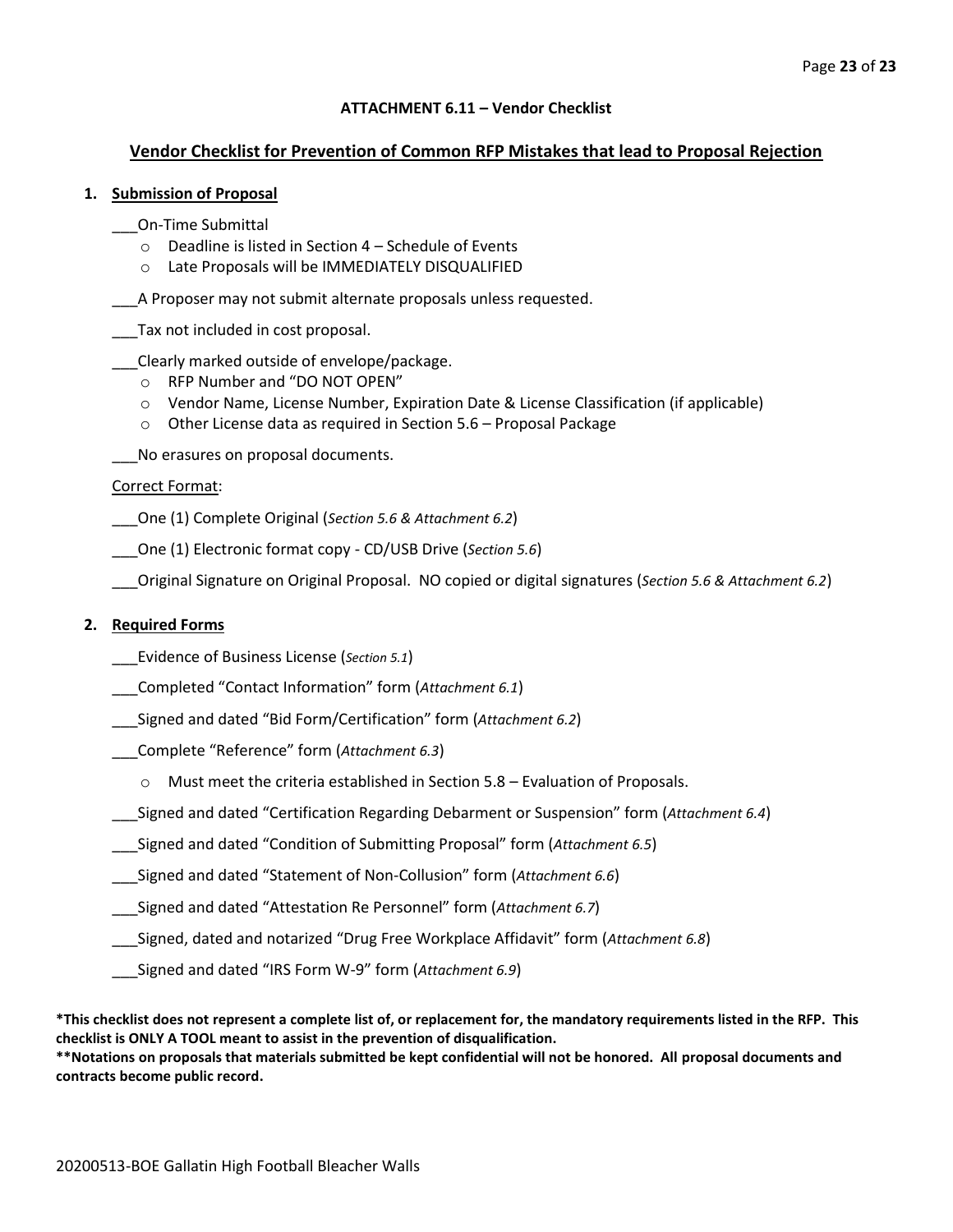**ATTACHMENT 6.11 – Vendor Checklist**

## Vendor Checklist for Prevention of Common RFP Mistakes that lead to Proposal Rejection

1. **Submission of Proposal**

   ___On-Time Submittal
   - Deadline is listed in Section 4 – Schedule of Events
   - Late Proposals will be IMMEDIATELY DISQUALIFIED

   ___A Proposer may not submit alternate proposals unless requested.

   ___Tax not included in cost proposal.

   ___Clearly marked outside of envelope/package.
   - RFP Number and "DO NOT OPEN"
   - Vendor Name, License Number, Expiration Date & License Classification (if applicable)
   - Other License data as required in Section 5.6 – Proposal Package

   ___No erasures on proposal documents.

   Correct Format:

   ___One (1) Complete Original (*Section 5.6 & Attachment 6.2*)

   ___One (1) Electronic format copy - CD/USB Drive (*Section 5.6*)

   ___Original Signature on Original Proposal. NO copied or digital signatures (*Section 5.6 & Attachment 6.2*)

2. **Required Forms**

   ___Evidence of Business License (*Section 5.1*)

   ___Completed "Contact Information" form (*Attachment 6.1*)

   ___Signed and dated "Bid Form/Certification" form (*Attachment 6.2*)

   ___Complete "Reference" form (*Attachment 6.3*)
   - Must meet the criteria established in Section 5.8 – Evaluation of Proposals.

   ___Signed and dated "Certification Regarding Debarment or Suspension" form (*Attachment 6.4*)

   ___Signed and dated "Condition of Submitting Proposal" form (*Attachment 6.5*)

   ___Signed and dated "Statement of Non-Collusion" form (*Attachment 6.6*)

   ___Signed and dated "Attestation Re Personnel" form (*Attachment 6.7*)

   ___Signed, dated and notarized "Drug Free Workplace Affidavit" form (*Attachment 6.8*)

   ___Signed and dated "IRS Form W-9" form (*Attachment 6.9*)

**\*This checklist does not represent a complete list of, or replacement for, the mandatory requirements listed in the RFP. This checklist is ONLY A TOOL meant to assist in the prevention of disqualification.**

**\*\*Notations on proposals that materials submitted be kept confidential will not be honored. All proposal documents and contracts become public record.**

20200513-BOE Gallatin High Football Bleacher Walls